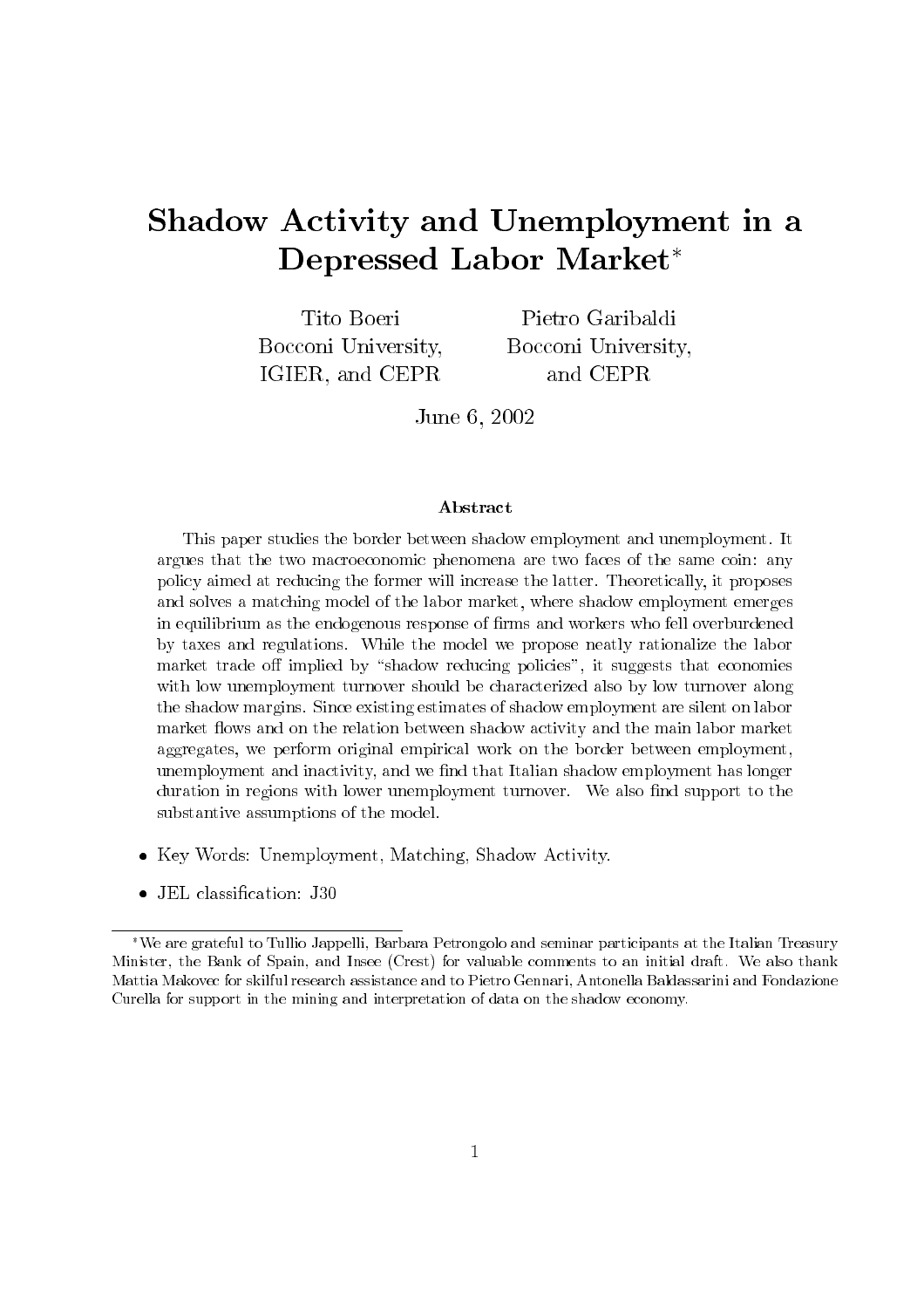# Shadow Activity and Unemployment in a Depressed Labor Market[*]

Tito Boeri
Bocconi University,
IGIER, and CEPR

Pietro Garibaldi
Bocconi University,
and CEPR

June 6, 2002

### Abstract

This paper studies the border between shadow employment and unemployment. It argues that the two macroeconomic phenomena are two faces of the same coin: any policy aimed at reducing the former will increase the latter. Theoretically, it proposes and solves a matching model of the labor market, where shadow employment emerges in equilibrium as the endogenous response of firms and workers who fell overburdened by taxes and regulations. While the model we propose neatly rationalize the labor market trade off implied by "shadow reducing policies", it suggests that economies with low unemployment turnover should be characterized also by low turnover along the shadow margins. Since existing estimates of shadow employment are silent on labor market flows and on the relation between shadow activity and the main labor market aggregates, we perform original empirical work on the border between employment, unemployment and inactivity, and we find that Italian shadow employment has longer duration in regions with lower unemployment turnover. We also find support to the substantive assumptions of the model.

- Key Words: Unemployment, Matching, Shadow Activity.
- JEL classification: J30

[*]We are grateful to Tullio Jappelli, Barbara Petrongolo and seminar participants at the Italian Treasury Minister, the Bank of Spain, and Insee (Crest) for valuable comments to an initial draft. We also thank Mattia Makovec for skilful research assistance and to Pietro Gennari, Antonella Baldassarini and Fondazione Curella for support in the mining and interpretation of data on the shadow economy.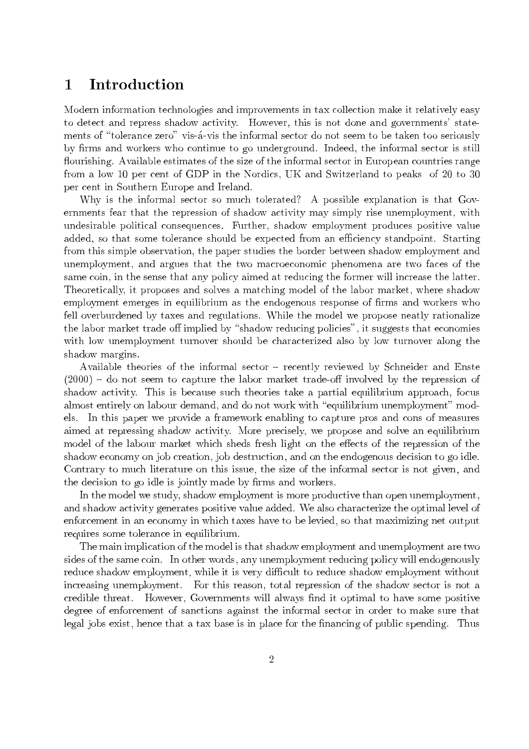# 1 Introduction

Modern information technologies and improvements in tax collection make it relatively easy to detect and repress shadow activity. However, this is not done and governments' statements of "tolerance zero" vis-á-vis the informal sector do not seem to be taken too seriously by firms and workers who continue to go underground. Indeed, the informal sector is still flourishing. Available estimates of the size of the informal sector in European countries range from a low 10 per cent of GDP in the Nordics, UK and Switzerland to peaks of 20 to 30 per cent in Southern Europe and Ireland.

Why is the informal sector so much tolerated? A possible explanation is that Governments fear that the repression of shadow activity may simply rise unemployment, with undesirable political consequences. Further, shadow employment produces positive value added, so that some tolerance should be expected from an efficiency standpoint. Starting from this simple observation, the paper studies the border between shadow employment and unemployment, and argues that the two macroeconomic phenomena are two faces of the same coin, in the sense that any policy aimed at reducing the former will increase the latter. Theoretically, it proposes and solves a matching model of the labor market, where shadow employment emerges in equilibrium as the endogenous response of firms and workers who fell overburdened by taxes and regulations. While the model we propose neatly rationalize the labor market trade off implied by "shadow reducing policies", it suggests that economies with low unemployment turnover should be characterized also by low turnover along the shadow margins.

Available theories of the informal sector – recently reviewed by Schneider and Enste (2000) – do not seem to capture the labor market trade-off involved by the repression of shadow activity. This is because such theories take a partial equilibrium approach, focus almost entirely on labour demand, and do not work with "equilibrium unemployment" models. In this paper we provide a framework enabling to capture pros and cons of measures aimed at repressing shadow activity. More precisely, we propose and solve an equilibrium model of the labour market which sheds fresh light on the effects of the repression of the shadow economy on job creation, job destruction, and on the endogenous decision to go idle. Contrary to much literature on this issue, the size of the informal sector is not given, and the decision to go idle is jointly made by firms and workers.

In the model we study, shadow employment is more productive than open unemployment, and shadow activity generates positive value added. We also characterize the optimal level of enforcement in an economy in which taxes have to be levied, so that maximizing net output requires some tolerance in equilibrium.

The main implication of the model is that shadow employment and unemployment are two sides of the same coin. In other words, any unemployment reducing policy will endogenously reduce shadow employment, while it is very difficult to reduce shadow employment without increasing unemployment. For this reason, total repression of the shadow sector is not a credible threat. However, Governments will always find it optimal to have some positive degree of enforcement of sanctions against the informal sector in order to make sure that legal jobs exist, hence that a tax base is in place for the financing of public spending. Thus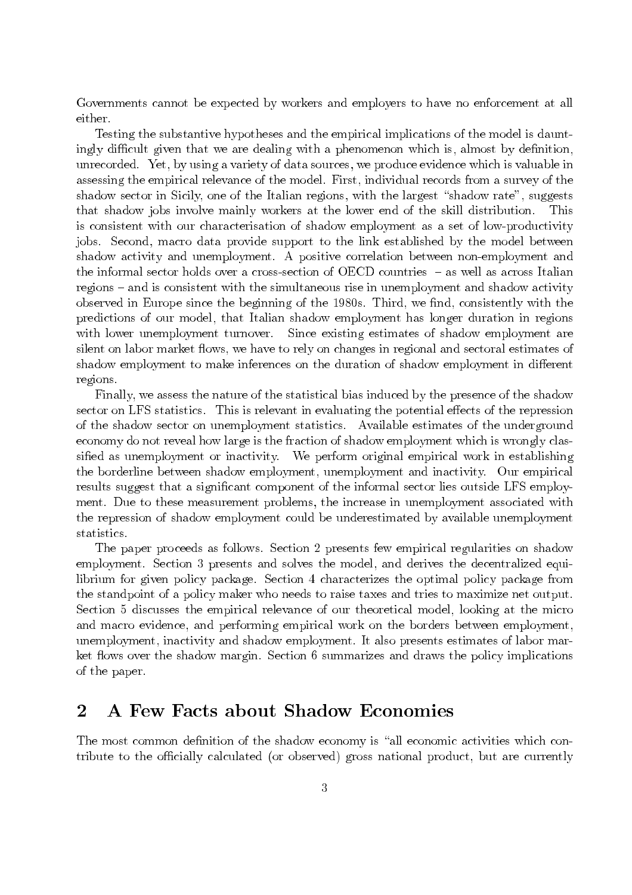Governments cannot be expected by workers and employers to have no enforcement at all either.

Testing the substantive hypotheses and the empirical implications of the model is dauntingly difficult given that we are dealing with a phenomenon which is, almost by definition, unrecorded. Yet, by using a variety of data sources, we produce evidence which is valuable in assessing the empirical relevance of the model. First, individual records from a survey of the shadow sector in Sicily, one of the Italian regions, with the largest "shadow rate", suggests that shadow jobs involve mainly workers at the lower end of the skill distribution. This is consistent with our characterisation of shadow employment as a set of low-productivity jobs. Second, macro data provide support to the link established by the model between shadow activity and unemployment. A positive correlation between non-employment and the informal sector holds over a cross-section of OECD countries – as well as across Italian regions – and is consistent with the simultaneous rise in unemployment and shadow activity observed in Europe since the beginning of the 1980s. Third, we find, consistently with the predictions of our model, that Italian shadow employment has longer duration in regions with lower unemployment turnover. Since existing estimates of shadow employment are silent on labor market flows, we have to rely on changes in regional and sectoral estimates of shadow employment to make inferences on the duration of shadow employment in different regions.

Finally, we assess the nature of the statistical bias induced by the presence of the shadow sector on LFS statistics. This is relevant in evaluating the potential effects of the repression of the shadow sector on unemployment statistics. Available estimates of the underground economy do not reveal how large is the fraction of shadow employment which is wrongly classified as unemployment or inactivity. We perform original empirical work in establishing the borderline between shadow employment, unemployment and inactivity. Our empirical results suggest that a significant component of the informal sector lies outside LFS employment. Due to these measurement problems, the increase in unemployment associated with the repression of shadow employment could be underestimated by available unemployment statistics.

The paper proceeds as follows. Section 2 presents few empirical regularities on shadow employment. Section 3 presents and solves the model, and derives the decentralized equilibrium for given policy package. Section 4 characterizes the optimal policy package from the standpoint of a policy maker who needs to raise taxes and tries to maximize net output. Section 5 discusses the empirical relevance of our theoretical model, looking at the micro and macro evidence, and performing empirical work on the borders between employment, unemployment, inactivity and shadow employment. It also presents estimates of labor market flows over the shadow margin. Section 6 summarizes and draws the policy implications of the paper.

## 2 A Few Facts about Shadow Economies

The most common definition of the shadow economy is "all economic activities which contribute to the officially calculated (or observed) gross national product, but are currently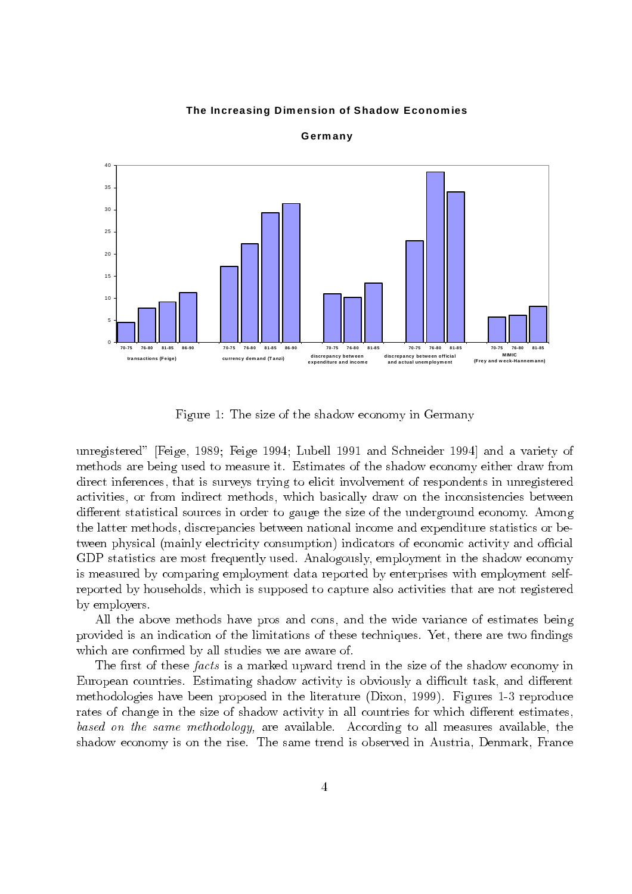Figure 1: The size of the shadow economy in Germany

unregistered" [Feige, 1989; Feige 1994; Lubell 1991 and Schneider 1994] and a variety of methods are being used to measure it. Estimates of the shadow economy either draw from direct inferences, that is surveys trying to elicit involvement of respondents in unregistered activities, or from indirect methods, which basically draw on the inconsistencies between different statistical sources in order to gauge the size of the underground economy. Among the latter methods, discrepancies between national income and expenditure statistics or between physical (mainly electricity consumption) indicators of economic activity and official GDP statistics are most frequently used. Analogously, employment in the shadow economy is measured by comparing employment data reported by enterprises with employment self-reported by households, which is supposed to capture also activities that are not registered by employers.

All the above methods have pros and cons, and the wide variance of estimates being provided is an indication of the limitations of these techniques. Yet, there are two findings which are confirmed by all studies we are aware of.

The first of these *facts* is a marked upward trend in the size of the shadow economy in European countries. Estimating shadow activity is obviously a difficult task, and different methodologies have been proposed in the literature (Dixon, 1999). Figures 1-3 reproduce rates of change in the size of shadow activity in all countries for which different estimates, *based on the same methodology,* are available. According to all measures available, the shadow economy is on the rise. The same trend is observed in Austria, Denmark, France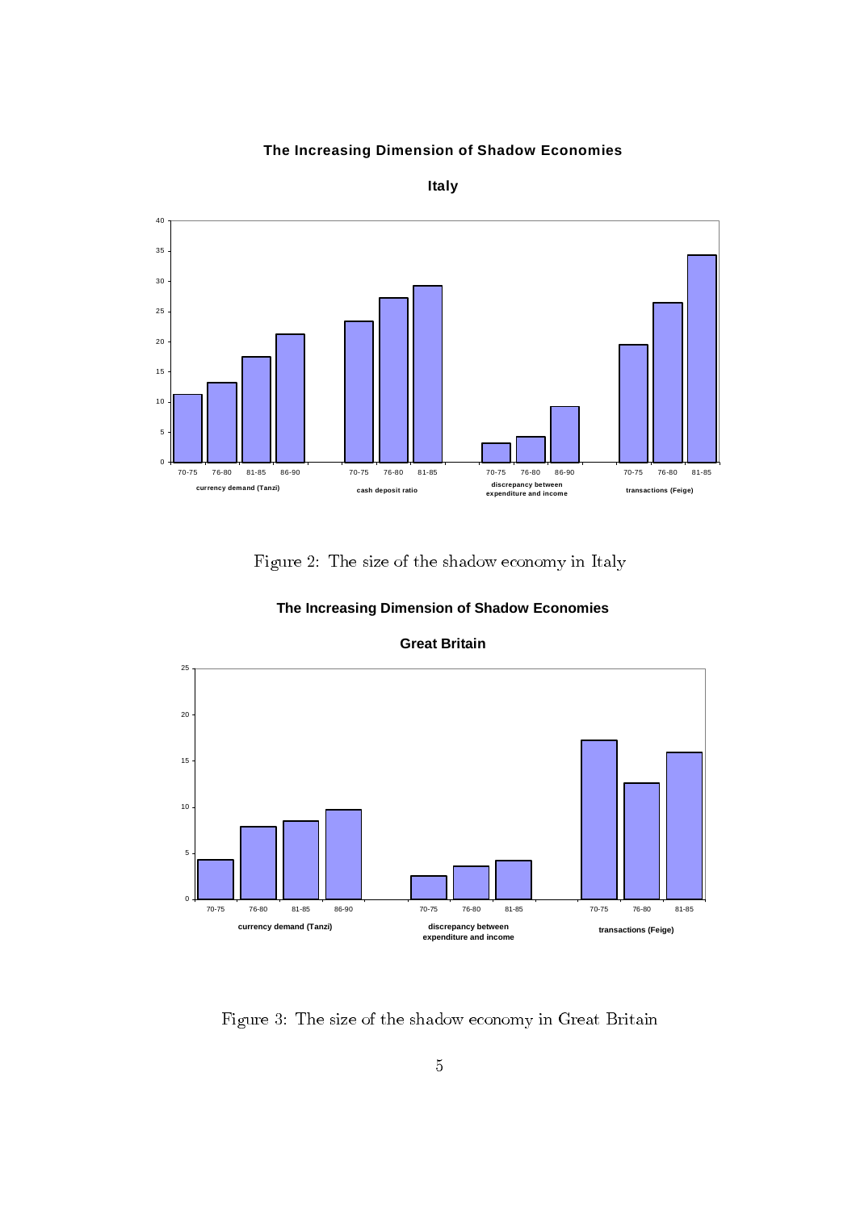**The Increasing Dimension of Shadow Economies**

**Italy**

Figure 2: The size of the shadow economy in Italy

**The Increasing Dimension of Shadow Economies**

**Great Britain**

Figure 3: The size of the shadow economy in Great Britain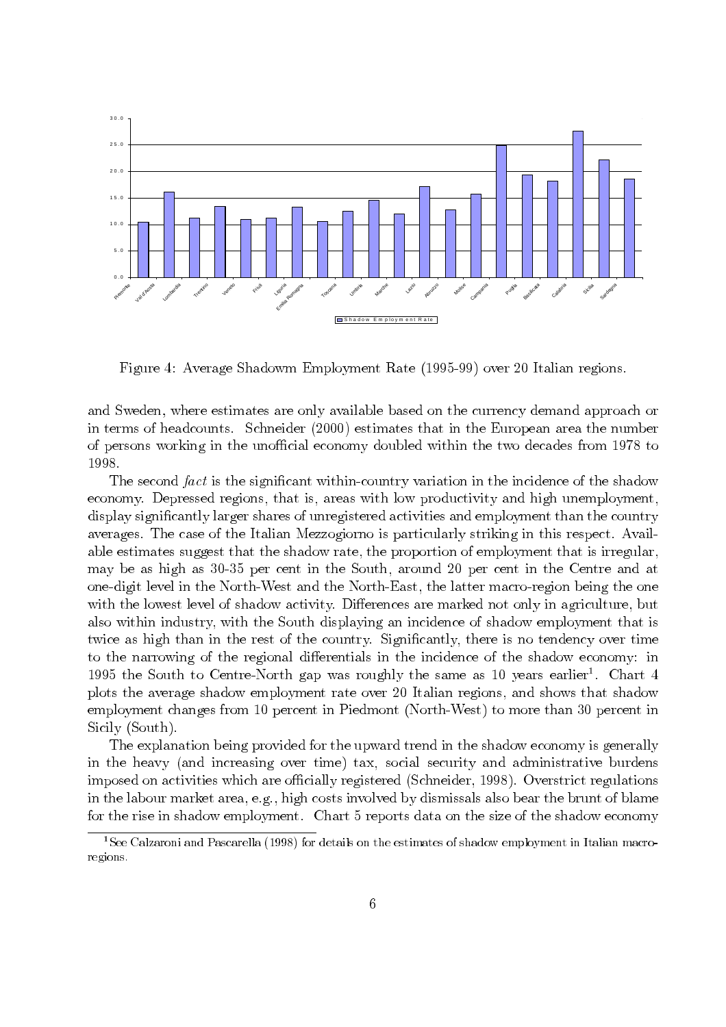Figure 4: Average Shadowm Employment Rate (1995-99) over 20 Italian regions.

and Sweden, where estimates are only available based on the currency demand approach or in terms of headcounts. Schneider (2000) estimates that in the European area the number of persons working in the unofficial economy doubled within the two decades from 1978 to 1998.

The second *fact* is the significant within-country variation in the incidence of the shadow economy. Depressed regions, that is, areas with low productivity and high unemployment, display significantly larger shares of unregistered activities and employment than the country averages. The case of the Italian Mezzogiorno is particularly striking in this respect. Available estimates suggest that the shadow rate, the proportion of employment that is irregular, may be as high as 30-35 per cent in the South, around 20 per cent in the Centre and at one-digit level in the North-West and the North-East, the latter macro-region being the one with the lowest level of shadow activity. Differences are marked not only in agriculture, but also within industry, with the South displaying an incidence of shadow employment that is twice as high than in the rest of the country. Significantly, there is no tendency over time to the narrowing of the regional differentials in the incidence of the shadow economy: in 1995 the South to Centre-North gap was roughly the same as 10 years earlier[1]. Chart 4 plots the average shadow employment rate over 20 Italian regions, and shows that shadow employment changes from 10 percent in Piedmont (North-West) to more than 30 percent in Sicily (South).

The explanation being provided for the upward trend in the shadow economy is generally in the heavy (and increasing over time) tax, social security and administrative burdens imposed on activities which are officially registered (Schneider, 1998). Overstrict regulations in the labour market area, e.g., high costs involved by dismissals also bear the brunt of blame for the rise in shadow employment. Chart 5 reports data on the size of the shadow economy

[1] See Calzaroni and Pascarella (1998) for details on the estimates of shadow employment in Italian macro-regions.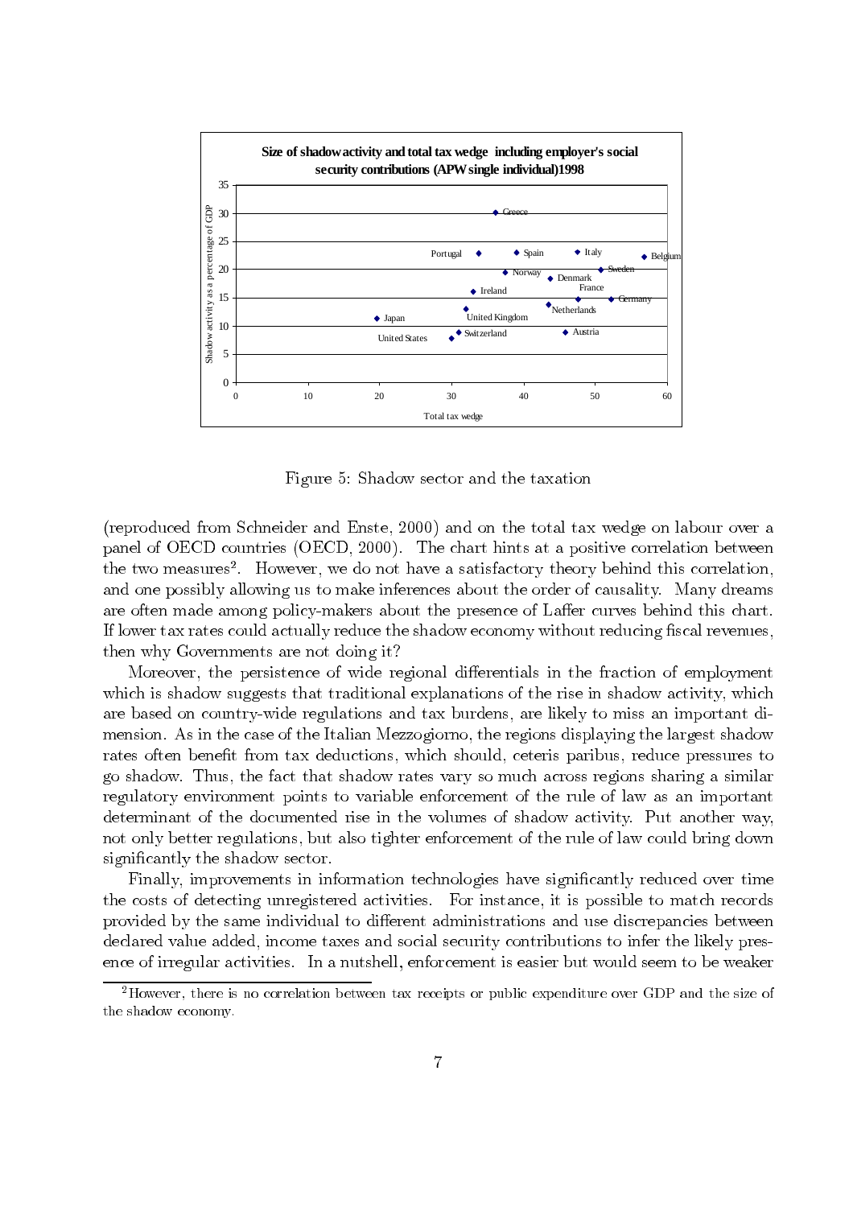Figure 5: Shadow sector and the taxation

(reproduced from Schneider and Enste, 2000) and on the total tax wedge on labour over a panel of OECD countries (OECD, 2000). The chart hints at a positive correlation between the two measures[2]. However, we do not have a satisfactory theory behind this correlation, and one possibly allowing us to make inferences about the order of causality. Many dreams are often made among policy-makers about the presence of Laffer curves behind this chart. If lower tax rates could actually reduce the shadow economy without reducing fiscal revenues, then why Governments are not doing it?

Moreover, the persistence of wide regional differentials in the fraction of employment which is shadow suggests that traditional explanations of the rise in shadow activity, which are based on country-wide regulations and tax burdens, are likely to miss an important dimension. As in the case of the Italian Mezzogiorno, the regions displaying the largest shadow rates often benefit from tax deductions, which should, ceteris paribus, reduce pressures to go shadow. Thus, the fact that shadow rates vary so much across regions sharing a similar regulatory environment points to variable enforcement of the rule of law as an important determinant of the documented rise in the volumes of shadow activity. Put another way, not only better regulations, but also tighter enforcement of the rule of law could bring down significantly the shadow sector.

Finally, improvements in information technologies have significantly reduced over time the costs of detecting unregistered activities. For instance, it is possible to match records provided by the same individual to different administrations and use discrepancies between declared value added, income taxes and social security contributions to infer the likely presence of irregular activities. In a nutshell, enforcement is easier but would seem to be weaker

[2] However, there is no correlation between tax receipts or public expenditure over GDP and the size of the shadow economy.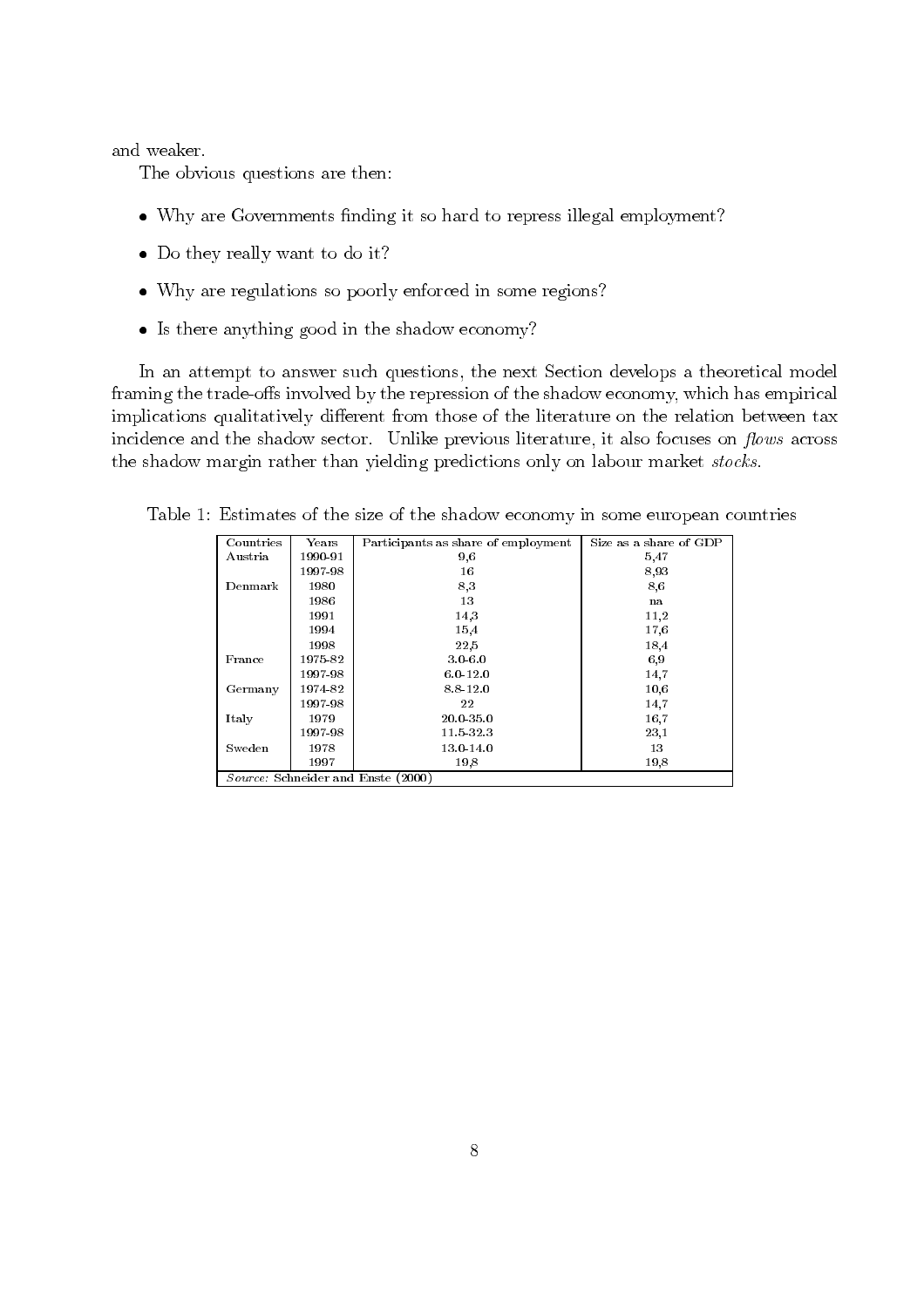and weaker.

The obvious questions are then:

- Why are Governments finding it so hard to repress illegal employment?
- Do they really want to do it?
- Why are regulations so poorly enforced in some regions?
- Is there anything good in the shadow economy?

In an attempt to answer such questions, the next Section develops a theoretical model framing the trade-offs involved by the repression of the shadow economy, which has empirical implications qualitatively different from those of the literature on the relation between tax incidence and the shadow sector. Unlike previous literature, it also focuses on *flows* across the shadow margin rather than yielding predictions only on labour market *stocks*.

Table 1: Estimates of the size of the shadow economy in some european countries

| Countries | Years | Participants as share of employment | Size as a share of GDP |
|---|---|---|---|
| Austria | 1990-91 | 9,6 | 5,47 |
| | 1997-98 | 16 | 8,93 |
| Denmark | 1980 | 8,3 | 8,6 |
| | 1986 | 13 | na |
| | 1991 | 14,3 | 11,2 |
| | 1994 | 15,4 | 17,6 |
| | 1998 | 22,5 | 18,4 |
| France | 1975-82 | 3.0-6.0 | 6,9 |
| | 1997-98 | 6.0-12.0 | 14,7 |
| Germany | 1974-82 | 8.8-12.0 | 10,6 |
| | 1997-98 | 22 | 14,7 |
| Italy | 1979 | 20.0-35.0 | 16,7 |
| | 1997-98 | 11.5-32.3 | 23,1 |
| Sweden | 1978 | 13.0-14.0 | 13 |
| | 1997 | 19,8 | 19,8 |

*Source:* Schneider and Enste (2000)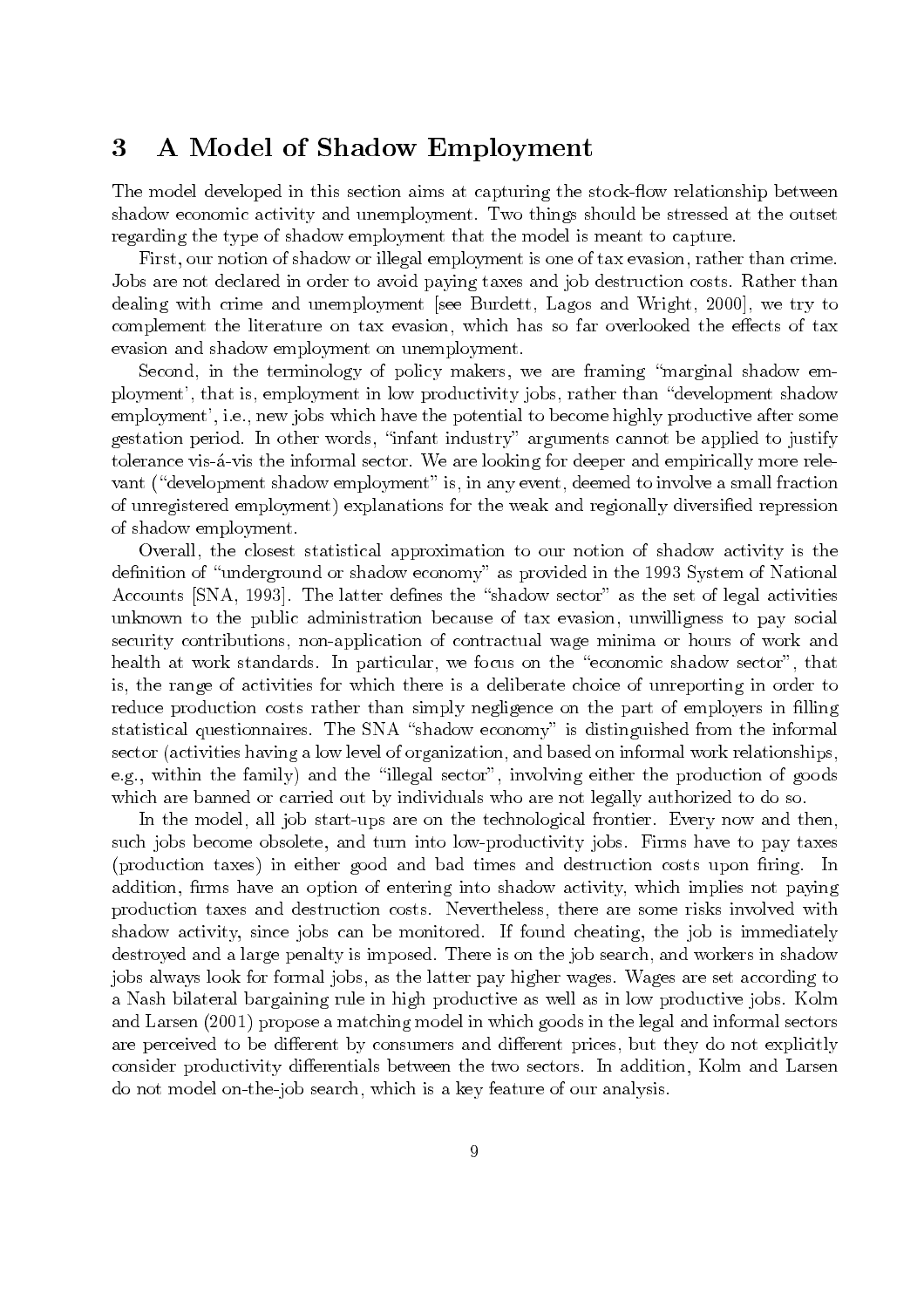## 3 A Model of Shadow Employment

The model developed in this section aims at capturing the stock-flow relationship between shadow economic activity and unemployment. Two things should be stressed at the outset regarding the type of shadow employment that the model is meant to capture.

First, our notion of shadow or illegal employment is one of tax evasion, rather than crime. Jobs are not declared in order to avoid paying taxes and job destruction costs. Rather than dealing with crime and unemployment [see Burdett, Lagos and Wright, 2000], we try to complement the literature on tax evasion, which has so far overlooked the effects of tax evasion and shadow employment on unemployment.

Second, in the terminology of policy makers, we are framing "marginal shadow employment', that is, employment in low productivity jobs, rather than "development shadow employment', i.e., new jobs which have the potential to become highly productive after some gestation period. In other words, "infant industry" arguments cannot be applied to justify tolerance vis-á-vis the informal sector. We are looking for deeper and empirically more relevant ("development shadow employment" is, in any event, deemed to involve a small fraction of unregistered employment) explanations for the weak and regionally diversified repression of shadow employment.

Overall, the closest statistical approximation to our notion of shadow activity is the definition of "underground or shadow economy" as provided in the 1993 System of National Accounts [SNA, 1993]. The latter defines the "shadow sector" as the set of legal activities unknown to the public administration because of tax evasion, unwilligness to pay social security contributions, non-application of contractual wage minima or hours of work and health at work standards. In particular, we focus on the "economic shadow sector", that is, the range of activities for which there is a deliberate choice of unreporting in order to reduce production costs rather than simply negligence on the part of employers in filling statistical questionnaires. The SNA "shadow economy" is distinguished from the informal sector (activities having a low level of organization, and based on informal work relationships, e.g., within the family) and the "illegal sector", involving either the production of goods which are banned or carried out by individuals who are not legally authorized to do so.

In the model, all job start-ups are on the technological frontier. Every now and then, such jobs become obsolete, and turn into low-productivity jobs. Firms have to pay taxes (production taxes) in either good and bad times and destruction costs upon firing. In addition, firms have an option of entering into shadow activity, which implies not paying production taxes and destruction costs. Nevertheless, there are some risks involved with shadow activity, since jobs can be monitored. If found cheating, the job is immediately destroyed and a large penalty is imposed. There is on the job search, and workers in shadow jobs always look for formal jobs, as the latter pay higher wages. Wages are set according to a Nash bilateral bargaining rule in high productive as well as in low productive jobs. Kolm and Larsen (2001) propose a matching model in which goods in the legal and informal sectors are perceived to be different by consumers and different prices, but they do not explicitly consider productivity differentials between the two sectors. In addition, Kolm and Larsen do not model on-the-job search, which is a key feature of our analysis.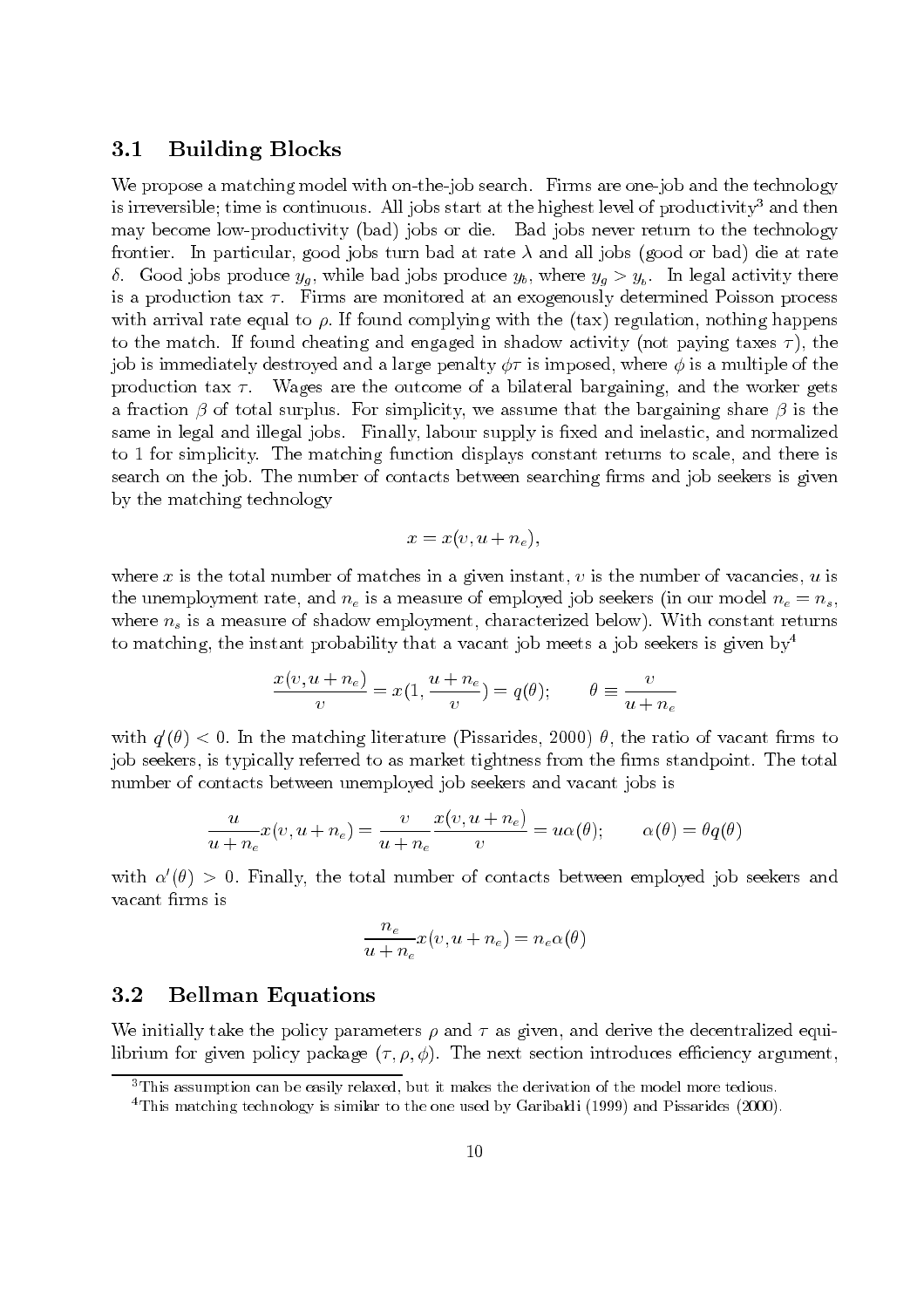## 3.1 Building Blocks

We propose a matching model with on-the-job search. Firms are one-job and the technology is irreversible; time is continuous. All jobs start at the highest level of productivity[3] and then may become low-productivity (bad) jobs or die. Bad jobs never return to the technology frontier. In particular, good jobs turn bad at rate $\lambda$ and all jobs (good or bad) die at rate $\delta$. Good jobs produce $y_g$, while bad jobs produce $y_b$, where $y_g > y_b$. In legal activity there is a production tax $\tau$. Firms are monitored at an exogenously determined Poisson process with arrival rate equal to $\rho$. If found complying with the (tax) regulation, nothing happens to the match. If found cheating and engaged in shadow activity (not paying taxes $\tau$), the job is immediately destroyed and a large penalty $\phi\tau$ is imposed, where $\phi$ is a multiple of the production tax $\tau$. Wages are the outcome of a bilateral bargaining, and the worker gets a fraction $\beta$ of total surplus. For simplicity, we assume that the bargaining share $\beta$ is the same in legal and illegal jobs. Finally, labour supply is fixed and inelastic, and normalized to 1 for simplicity. The matching function displays constant returns to scale, and there is search on the job. The number of contacts between searching firms and job seekers is given by the matching technology

$$x = x(v, u + n_e),$$

where $x$ is the total number of matches in a given instant, $v$ is the number of vacancies, $u$ is the unemployment rate, and $n_e$ is a measure of employed job seekers (in our model $n_e = n_s$, where $n_s$ is a measure of shadow employment, characterized below). With constant returns to matching, the instant probability that a vacant job meets a job seekers is given by[4]

$$\frac{x(v, u + n_e)}{v} = x(1, \frac{u + n_e}{v}) = q(\theta); \qquad \theta \equiv \frac{v}{u + n_e}$$

with $q'(\theta) < 0$. In the matching literature (Pissarides, 2000) $\theta$, the ratio of vacant firms to job seekers, is typically referred to as market tightness from the firms standpoint. The total number of contacts between unemployed job seekers and vacant jobs is

$$\frac{u}{u + n_e} x(v, u + n_e) = \frac{v}{u + n_e} \frac{x(v, u + n_e)}{v} = u\alpha(\theta); \qquad \alpha(\theta) = \theta q(\theta)$$

with $\alpha'(\theta) > 0$. Finally, the total number of contacts between employed job seekers and vacant firms is

$$\frac{n_e}{u + n_e} x(v, u + n_e) = n_e \alpha(\theta)$$

## 3.2 Bellman Equations

We initially take the policy parameters $\rho$ and $\tau$ as given, and derive the decentralized equilibrium for given policy package $(\tau, \rho, \phi)$. The next section introduces efficiency argument,

[3] This assumption can be easily relaxed, but it makes the derivation of the model more tedious.

[4] This matching technology is similar to the one used by Garibaldi (1999) and Pissarides (2000).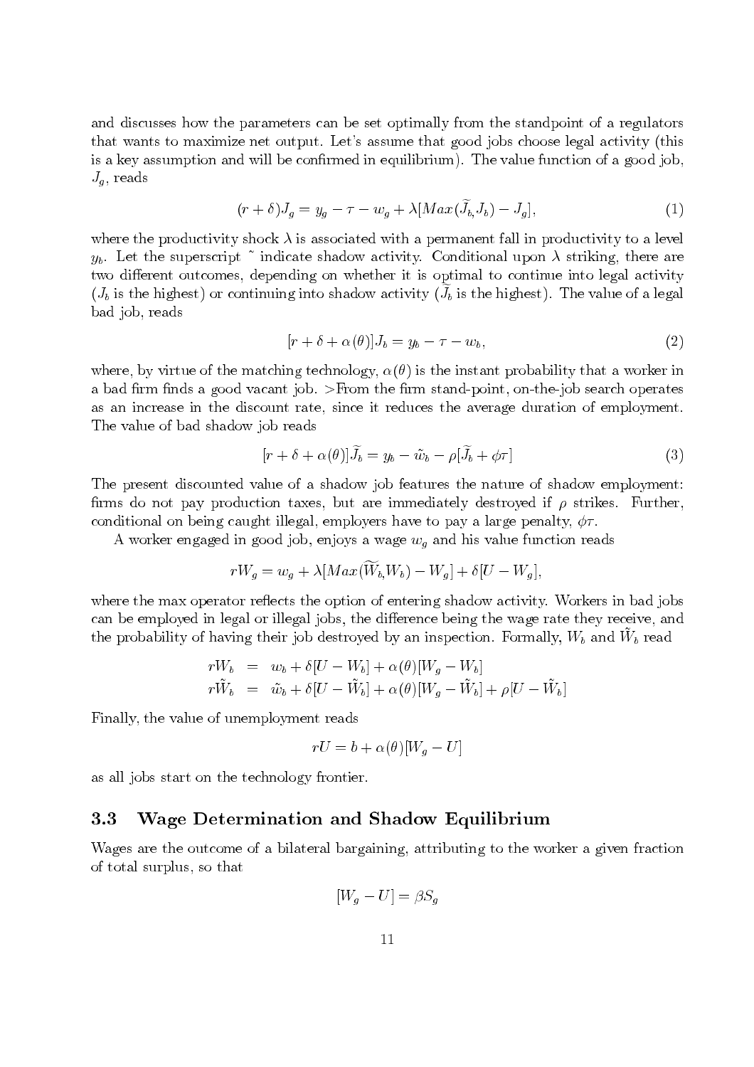and discusses how the parameters can be set optimally from the standpoint of a regulators that wants to maximize net output. Let's assume that good jobs choose legal activity (this is a key assumption and will be confirmed in equilibrium). The value function of a good job, $J_g$, reads

$$(r+\delta)J_g = y_g - \tau - w_g + \lambda[Max(\widetilde{J}_b, J_b) - J_g], \tag{1}$$

where the productivity shock $\lambda$ is associated with a permanent fall in productivity to a level $y_b$. Let the superscript ˜ indicate shadow activity. Conditional upon $\lambda$ striking, there are two different outcomes, depending on whether it is optimal to continue into legal activity ($J_b$ is the highest) or continuing into shadow activity ($\widetilde{J}_b$ is the highest). The value of a legal bad job, reads

$$[r+\delta+\alpha(\theta)]J_b = y_b - \tau - w_b, \tag{2}$$

where, by virtue of the matching technology, $\alpha(\theta)$ is the instant probability that a worker in a bad firm finds a good vacant job. >From the firm stand-point, on-the-job search operates as an increase in the discount rate, since it reduces the average duration of employment. The value of bad shadow job reads

$$[r+\delta+\alpha(\theta)]\widetilde{J}_b = y_b - \tilde{w}_b - \rho[\widetilde{J}_b + \phi\tau] \tag{3}$$

The present discounted value of a shadow job features the nature of shadow employment: firms do not pay production taxes, but are immediately destroyed if $\rho$ strikes. Further, conditional on being caught illegal, employers have to pay a large penalty, $\phi\tau$.

A worker engaged in good job, enjoys a wage $w_g$ and his value function reads

$$rW_g = w_g + \lambda[Max(\widetilde{W}_b, W_b) - W_g] + \delta[U - W_g],$$

where the max operator reflects the option of entering shadow activity. Workers in bad jobs can be employed in legal or illegal jobs, the difference being the wage rate they receive, and the probability of having their job destroyed by an inspection. Formally, $W_b$ and $\tilde{W}_b$ read

$$\begin{aligned} rW_b &= w_b + \delta[U - W_b] + \alpha(\theta)[W_g - W_b] \\ r\tilde{W}_b &= \tilde{w}_b + \delta[U - \tilde{W}_b] + \alpha(\theta)[W_g - \tilde{W}_b] + \rho[U - \tilde{W}_b] \end{aligned}$$

Finally, the value of unemployment reads

$$rU = b + \alpha(\theta)[W_g - U]$$

as all jobs start on the technology frontier.

### 3.3 Wage Determination and Shadow Equilibrium

Wages are the outcome of a bilateral bargaining, attributing to the worker a given fraction of total surplus, so that

$$[W_g - U] = \beta S_g$$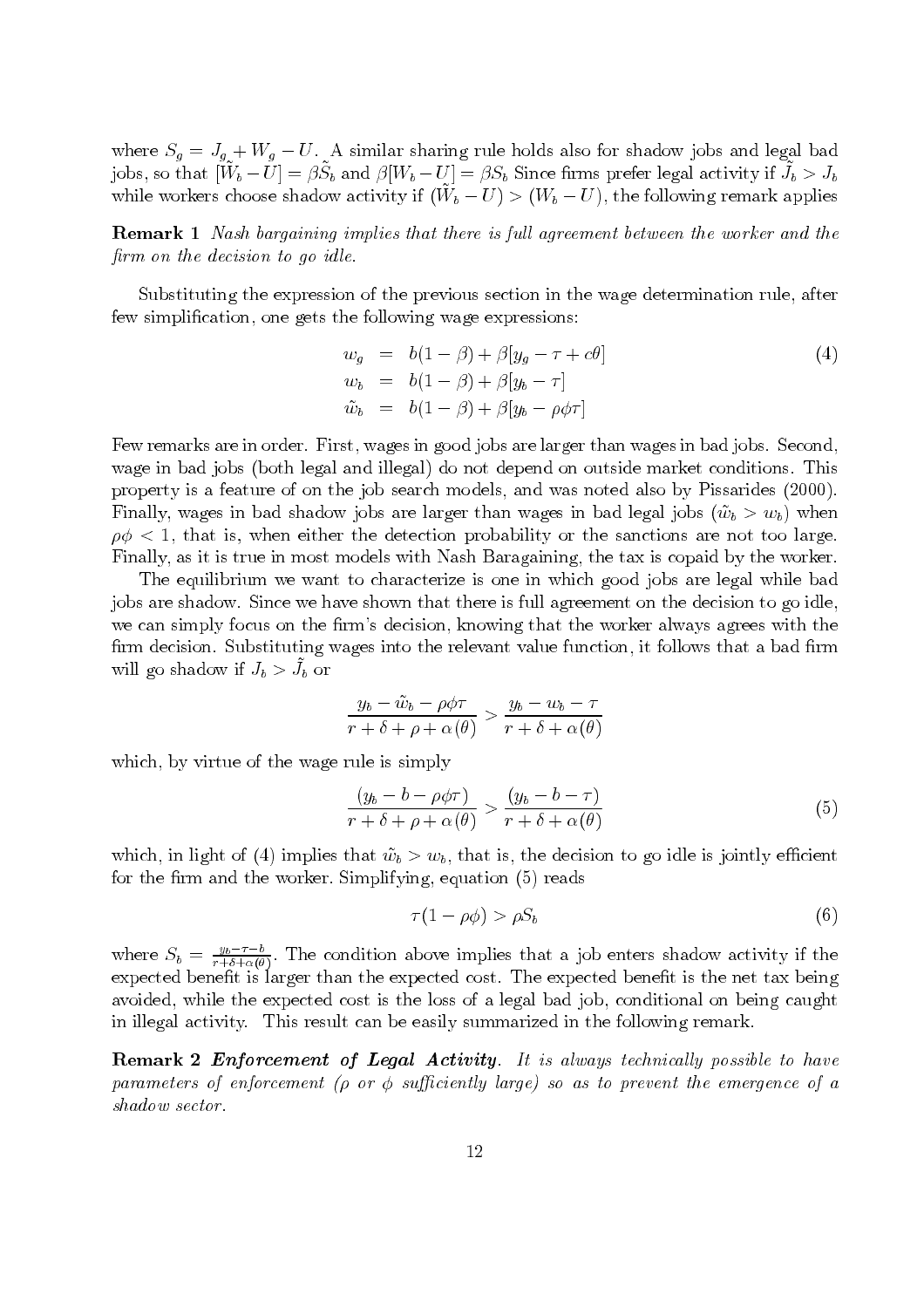where $S_g = J_g + W_g - U$. A similar sharing rule holds also for shadow jobs and legal bad jobs, so that $[\tilde{W}_b - U] = \beta\tilde{S}_b$ and $\beta[W_b - U] = \beta S_b$ Since firms prefer legal activity if $\tilde{J}_b > J_b$ while workers choose shadow activity if $(\tilde{W}_b - U) > (W_b - U)$, the following remark applies

**Remark 1** *Nash bargaining implies that there is full agreement between the worker and the firm on the decision to go idle.*

Substituting the expression of the previous section in the wage determination rule, after few simplification, one gets the following wage expressions:

$$
\begin{aligned}
w_g &= b(1-\beta) + \beta[y_g - \tau + c\theta] \\
w_b &= b(1-\beta) + \beta[y_b - \tau] \\
\tilde{w}_b &= b(1-\beta) + \beta[y_b - \rho\phi\tau]
\end{aligned}
\tag{4}
$$

Few remarks are in order. First, wages in good jobs are larger than wages in bad jobs. Second, wage in bad jobs (both legal and illegal) do not depend on outside market conditions. This property is a feature of on the job search models, and was noted also by Pissarides (2000). Finally, wages in bad shadow jobs are larger than wages in bad legal jobs ($\tilde{w}_b > w_b$) when $\rho\phi < 1$, that is, when either the detection probability or the sanctions are not too large. Finally, as it is true in most models with Nash Baragaining, the tax is copaid by the worker.

The equilibrium we want to characterize is one in which good jobs are legal while bad jobs are shadow. Since we have shown that there is full agreement on the decision to go idle, we can simply focus on the firm's decision, knowing that the worker always agrees with the firm decision. Substituting wages into the relevant value function, it follows that a bad firm will go shadow if $J_b > \tilde{J}_b$ or

$$
\frac{y_b - \tilde{w}_b - \rho\phi\tau}{r + \delta + \rho + \alpha(\theta)} > \frac{y_b - w_b - \tau}{r + \delta + \alpha(\theta)}
$$

which, by virtue of the wage rule is simply

$$
\frac{(y_b - b - \rho\phi\tau)}{r + \delta + \rho + \alpha(\theta)} > \frac{(y_b - b - \tau)}{r + \delta + \alpha(\theta)}
\tag{5}
$$

which, in light of (4) implies that $\tilde{w}_b > w_b$, that is, the decision to go idle is jointly efficient for the firm and the worker. Simplifying, equation (5) reads

$$
\tau(1 - \rho\phi) > \rho S_b
\tag{6}
$$

where $S_b = \frac{y_b - \tau - b}{r + \delta + \alpha(\theta)}$. The condition above implies that a job enters shadow activity if the expected benefit is larger than the expected cost. The expected benefit is the net tax being avoided, while the expected cost is the loss of a legal bad job, conditional on being caught in illegal activity. This result can be easily summarized in the following remark.

**Remark 2** ***Enforcement of Legal Activity***. *It is always technically possible to have parameters of enforcement ($\rho$ or $\phi$ sufficiently large) so as to prevent the emergence of a shadow sector.*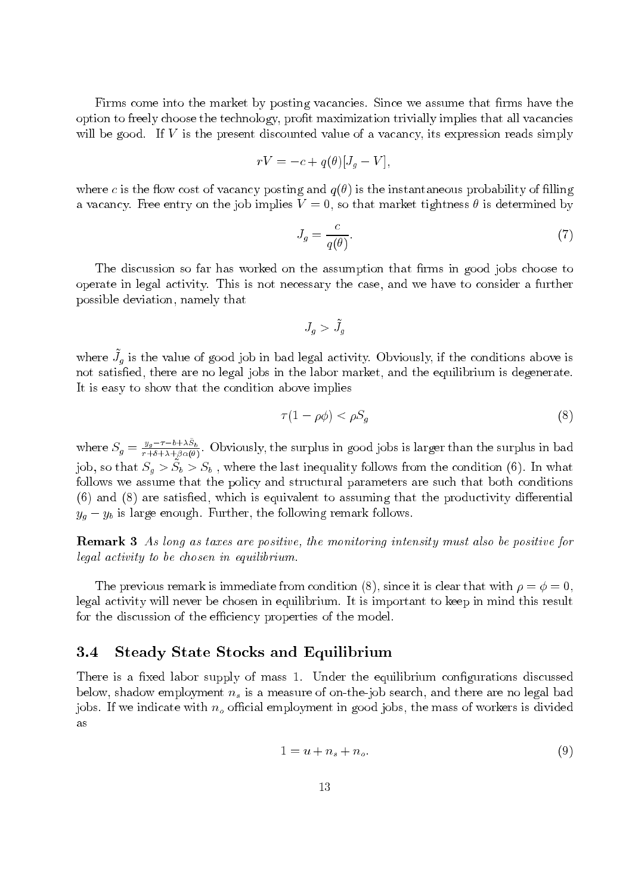Firms come into the market by posting vacancies. Since we assume that firms have the option to freely choose the technology, profit maximization trivially implies that all vacancies will be good. If $V$ is the present discounted value of a vacancy, its expression reads simply

$$rV = -c + q(\theta)[J_g - V],$$

where $c$ is the flow cost of vacancy posting and $q(\theta)$ is the instantaneous probability of filling a vacancy. Free entry on the job implies $V = 0$, so that market tightness $\theta$ is determined by

$$J_g = \frac{c}{q(\theta)}. \tag{7}$$

The discussion so far has worked on the assumption that firms in good jobs choose to operate in legal activity. This is not necessary the case, and we have to consider a further possible deviation, namely that

$$J_g > \tilde{J}_g$$

where $\tilde{J}_g$ is the value of good job in bad legal activity. Obviously, if the conditions above is not satisfied, there are no legal jobs in the labor market, and the equilibrium is degenerate. It is easy to show that the condition above implies

$$\tau(1 - \rho\phi) < \rho S_g \tag{8}$$

where $S_g = \frac{y_g - \tau - b + \lambda \tilde{S}_b}{r + \delta + \lambda + \beta\alpha(\theta)}$. Obviously, the surplus in good jobs is larger than the surplus in bad job, so that $S_g > \tilde{S}_b > S_b$ , where the last inequality follows from the condition (6). In what follows we assume that the policy and structural parameters are such that both conditions (6) and (8) are satisfied, which is equivalent to assuming that the productivity differential $y_g - y_b$ is large enough. Further, the following remark follows.

**Remark 3** *As long as taxes are positive, the monitoring intensity must also be positive for legal activity to be chosen in equilibrium.*

The previous remark is immediate from condition (8), since it is clear that with $\rho = \phi = 0$, legal activity will never be chosen in equilibrium. It is important to keep in mind this result for the discussion of the efficiency properties of the model.

## 3.4 Steady State Stocks and Equilibrium

There is a fixed labor supply of mass 1. Under the equilibrium configurations discussed below, shadow employment $n_s$ is a measure of on-the-job search, and there are no legal bad jobs. If we indicate with $n_o$ official employment in good jobs, the mass of workers is divided as

$$1 = u + n_s + n_o. \tag{9}$$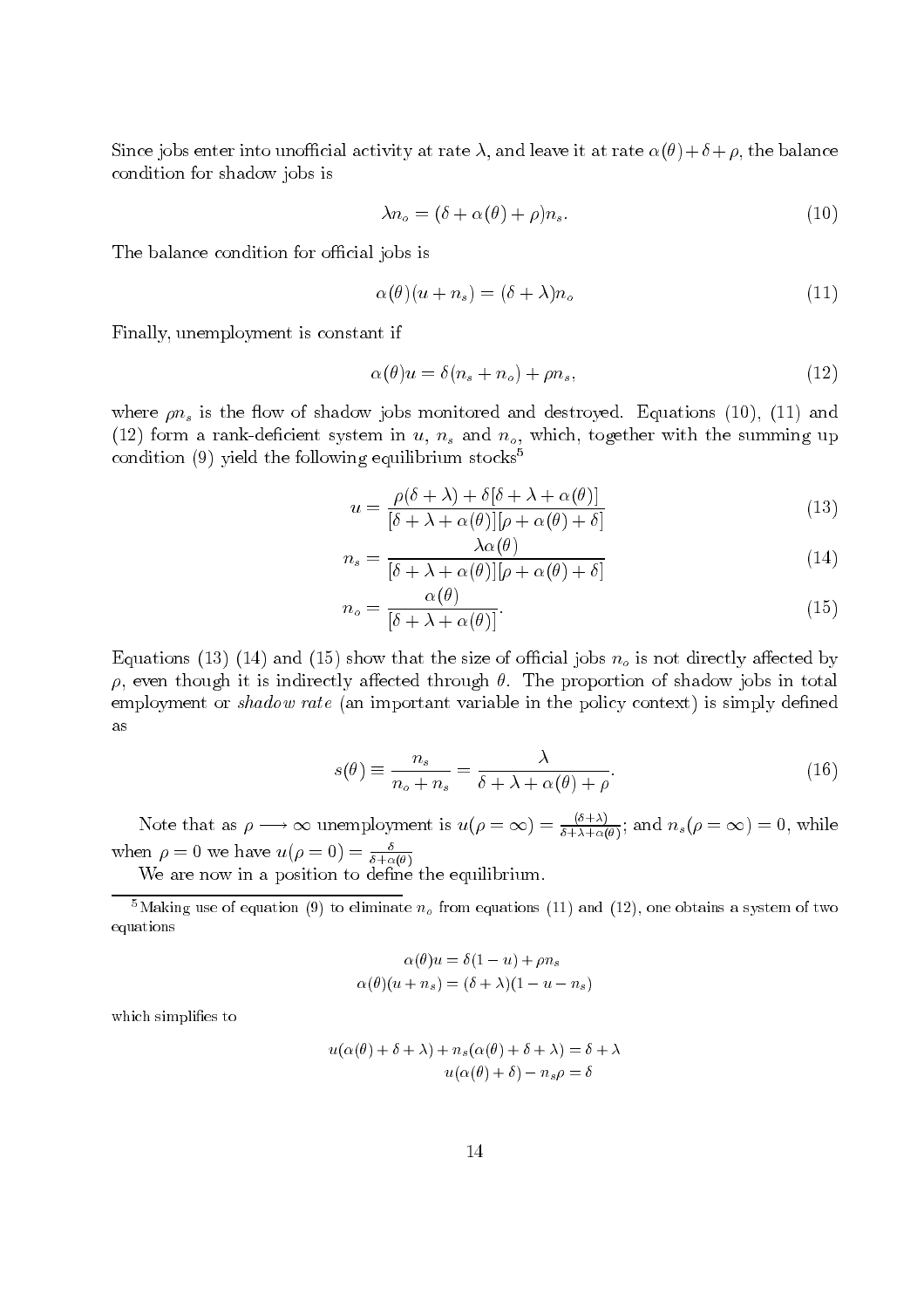Since jobs enter into unofficial activity at rate $\lambda$, and leave it at rate $\alpha(\theta)+\delta+\rho$, the balance condition for shadow jobs is

$$\lambda n_o = (\delta + \alpha(\theta) + \rho) n_s. \tag{10}$$

The balance condition for official jobs is

$$\alpha(\theta)(u + n_s) = (\delta + \lambda) n_o \tag{11}$$

Finally, unemployment is constant if

$$\alpha(\theta) u = \delta(n_s + n_o) + \rho n_s, \tag{12}$$

where $\rho n_s$ is the flow of shadow jobs monitored and destroyed. Equations (10), (11) and (12) form a rank-deficient system in $u$, $n_s$ and $n_o$, which, together with the summing up condition (9) yield the following equilibrium stocks[5]

$$u = \frac{\rho(\delta + \lambda) + \delta[\delta + \lambda + \alpha(\theta)]}{[\delta + \lambda + \alpha(\theta)][\rho + \alpha(\theta) + \delta]} \tag{13}$$

$$n_s = \frac{\lambda \alpha(\theta)}{[\delta + \lambda + \alpha(\theta)][\rho + \alpha(\theta) + \delta]} \tag{14}$$

$$n_o = \frac{\alpha(\theta)}{[\delta + \lambda + \alpha(\theta)]}. \tag{15}$$

Equations (13) (14) and (15) show that the size of official jobs $n_o$ is not directly affected by $\rho$, even though it is indirectly affected through $\theta$. The proportion of shadow jobs in total employment or *shadow rate* (an important variable in the policy context) is simply defined as

$$s(\theta) \equiv \frac{n_s}{n_o + n_s} = \frac{\lambda}{\delta + \lambda + \alpha(\theta) + \rho}. \tag{16}$$

Note that as $\rho \longrightarrow \infty$ unemployment is $u(\rho = \infty) = \frac{(\delta+\lambda)}{\delta+\lambda+\alpha(\theta)}$; and $n_s(\rho = \infty) = 0$, while when $\rho = 0$ we have $u(\rho = 0) = \frac{\delta}{\delta+\alpha(\theta)}$

We are now in a position to define the equilibrium.

[5] Making use of equation (9) to eliminate $n_o$ from equations (11) and (12), one obtains a system of two equations

$$\alpha(\theta) u = \delta(1 - u) + \rho n_s$$
$$\alpha(\theta)(u + n_s) = (\delta + \lambda)(1 - u - n_s)$$

which simplifies to

$$u(\alpha(\theta) + \delta + \lambda) + n_s(\alpha(\theta) + \delta + \lambda) = \delta + \lambda$$
$$u(\alpha(\theta) + \delta) - n_s \rho = \delta$$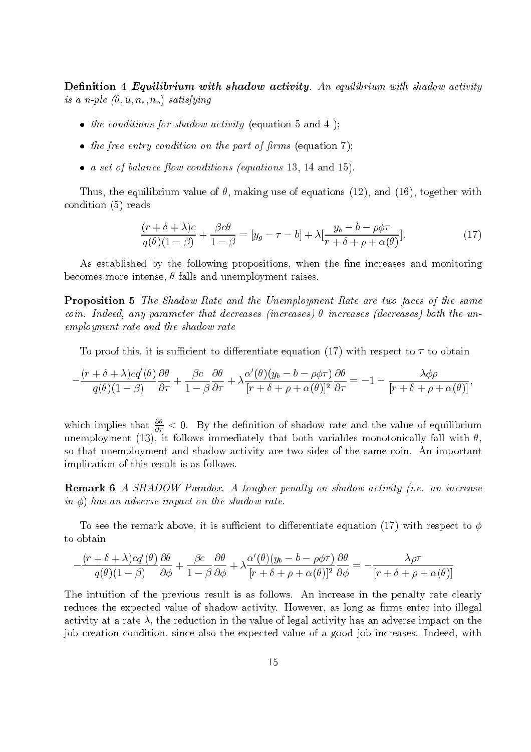**Definition 4** ***Equilibrium with shadow activity****. An equilibrium with shadow activity is a n-ple* $(\theta, u, n_s, n_o)$ *satisfying*

- *the conditions for shadow activity* (equation 5 and 4 );
- *the free entry condition on the part of firms* (equation 7);
- *a set of balance flow conditions (equations* 13, 14 and 15).

Thus, the equilibrium value of $\theta$, making use of equations (12), and (16), together with condition (5) reads

$$\frac{(r+\delta+\lambda)c}{q(\theta)(1-\beta)} + \frac{\beta c\theta}{1-\beta} = [y_g - \tau - b] + \lambda\left[\frac{y_b - b - \rho\phi\tau}{r+\delta+\rho+\alpha(\theta)}\right]. \tag{17}$$

As established by the following propositions, when the fine increases and monitoring becomes more intense, $\theta$ falls and unemployment raises.

**Proposition 5** *The Shadow Rate and the Unemployment Rate are two faces of the same coin. Indeed, any parameter that decreases (increases)* $\theta$ *increases (decreases) both the unemployment rate and the shadow rate*

To proof this, it is sufficient to differentiate equation (17) with respect to $\tau$ to obtain

$$-\frac{(r+\delta+\lambda)cq'(\theta)}{q(\theta)(1-\beta)}\frac{\partial\theta}{\partial\tau} + \frac{\beta c}{1-\beta}\frac{\partial\theta}{\partial\tau} + \lambda\frac{\alpha'(\theta)(y_b - b - \rho\phi\tau)}{[r+\delta+\rho+\alpha(\theta)]^2}\frac{\partial\theta}{\partial\tau} = -1 - \frac{\lambda\phi\rho}{[r+\delta+\rho+\alpha(\theta)]},$$

which implies that $\frac{\partial\theta}{\partial\tau} < 0$. By the definition of shadow rate and the value of equilibrium unemployment (13), it follows immediately that both variables monotonically fall with $\theta$, so that unemployment and shadow activity are two sides of the same coin. An important implication of this result is as follows.

**Remark 6** *A SHADOW Paradox. A tougher penalty on shadow activity (i.e. an increase in* $\phi$*) has an adverse impact on the shadow rate.*

To see the remark above, it is sufficient to differentiate equation (17) with respect to $\phi$ to obtain

$$-\frac{(r+\delta+\lambda)cq'(\theta)}{q(\theta)(1-\beta)}\frac{\partial\theta}{\partial\phi} + \frac{\beta c}{1-\beta}\frac{\partial\theta}{\partial\phi} + \lambda\frac{\alpha'(\theta)(y_b - b - \rho\phi\tau)}{[r+\delta+\rho+\alpha(\theta)]^2}\frac{\partial\theta}{\partial\phi} = -\frac{\lambda\rho\tau}{[r+\delta+\rho+\alpha(\theta)]}$$

The intuition of the previous result is as follows. An increase in the penalty rate clearly reduces the expected value of shadow activity. However, as long as firms enter into illegal activity at a rate $\lambda$, the reduction in the value of legal activity has an adverse impact on the job creation condition, since also the expected value of a good job increases. Indeed, with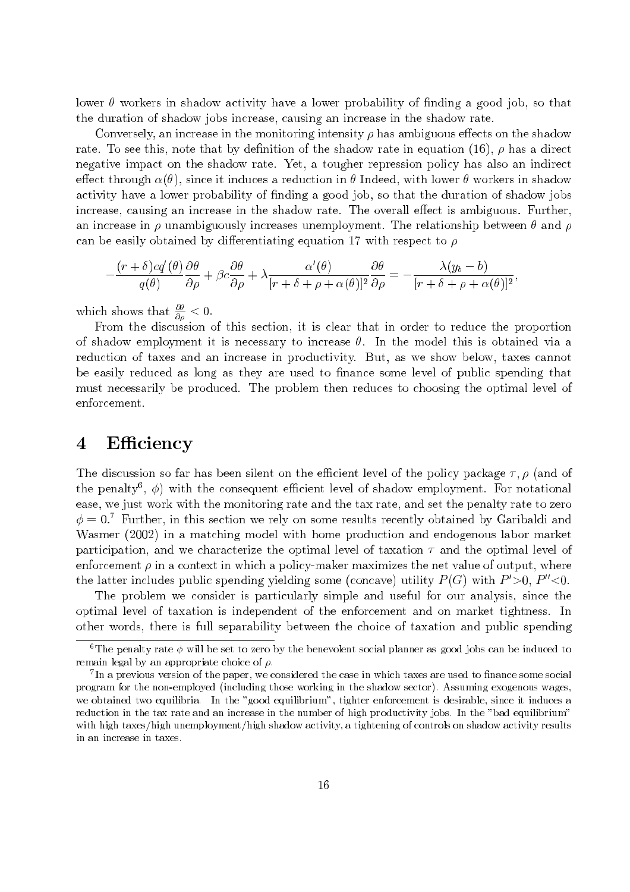lower $\theta$ workers in shadow activity have a lower probability of finding a good job, so that the duration of shadow jobs increase, causing an increase in the shadow rate.

Conversely, an increase in the monitoring intensity $\rho$ has ambiguous effects on the shadow rate. To see this, note that by definition of the shadow rate in equation (16), $\rho$ has a direct negative impact on the shadow rate. Yet, a tougher repression policy has also an indirect effect through $\alpha(\theta)$, since it induces a reduction in $\theta$ Indeed, with lower $\theta$ workers in shadow activity have a lower probability of finding a good job, so that the duration of shadow jobs increase, causing an increase in the shadow rate. The overall effect is ambiguous. Further, an increase in $\rho$ unambiguously increases unemployment. The relationship between $\theta$ and $\rho$ can be easily obtained by differentiating equation 17 with respect to $\rho$

$$-\frac{(r+\delta)cq'(\theta)}{q(\theta)}\frac{\partial\theta}{\partial\rho} + \beta c\frac{\partial\theta}{\partial\rho} + \lambda\frac{\alpha'(\theta)}{[r+\delta+\rho+\alpha(\theta)]^2}\frac{\partial\theta}{\partial\rho} = -\frac{\lambda(y_b - b)}{[r+\delta+\rho+\alpha(\theta)]^2},$$

which shows that $\frac{\partial\theta}{\partial\rho} < 0$.

From the discussion of this section, it is clear that in order to reduce the proportion of shadow employment it is necessary to increase $\theta$. In the model this is obtained via a reduction of taxes and an increase in productivity. But, as we show below, taxes cannot be easily reduced as long as they are used to finance some level of public spending that must necessarily be produced. The problem then reduces to choosing the optimal level of enforcement.

# 4 Efficiency

The discussion so far has been silent on the efficient level of the policy package $\tau, \rho$ (and of the penalty[6], $\phi$) with the consequent efficient level of shadow employment. For notational ease, we just work with the monitoring rate and the tax rate, and set the penalty rate to zero $\phi = 0$.[7] Further, in this section we rely on some results recently obtained by Garibaldi and Wasmer (2002) in a matching model with home production and endogenous labor market participation, and we characterize the optimal level of taxation $\tau$ and the optimal level of enforcement $\rho$ in a context in which a policy-maker maximizes the net value of output, where the latter includes public spending yielding some (concave) utility $P(G)$ with $P'>0$, $P''<0$.

The problem we consider is particularly simple and useful for our analysis, since the optimal level of taxation is independent of the enforcement and on market tightness. In other words, there is full separability between the choice of taxation and public spending

[6] The penalty rate $\phi$ will be set to zero by the benevolent social planner as good jobs can be induced to remain legal by an appropriate choice of $\rho$.

[7] In a previous version of the paper, we considered the case in which taxes are used to finance some social program for the non-employed (including those working in the shadow sector). Assuming exogenous wages, we obtained two equilibria. In the "good equilibrium", tighter enforcement is desirable, since it induces a reduction in the tax rate and an increase in the number of high productivity jobs. In the "bad equilibrium" with high taxes/high unemployment/high shadow activity, a tightening of controls on shadow activity results in an increase in taxes.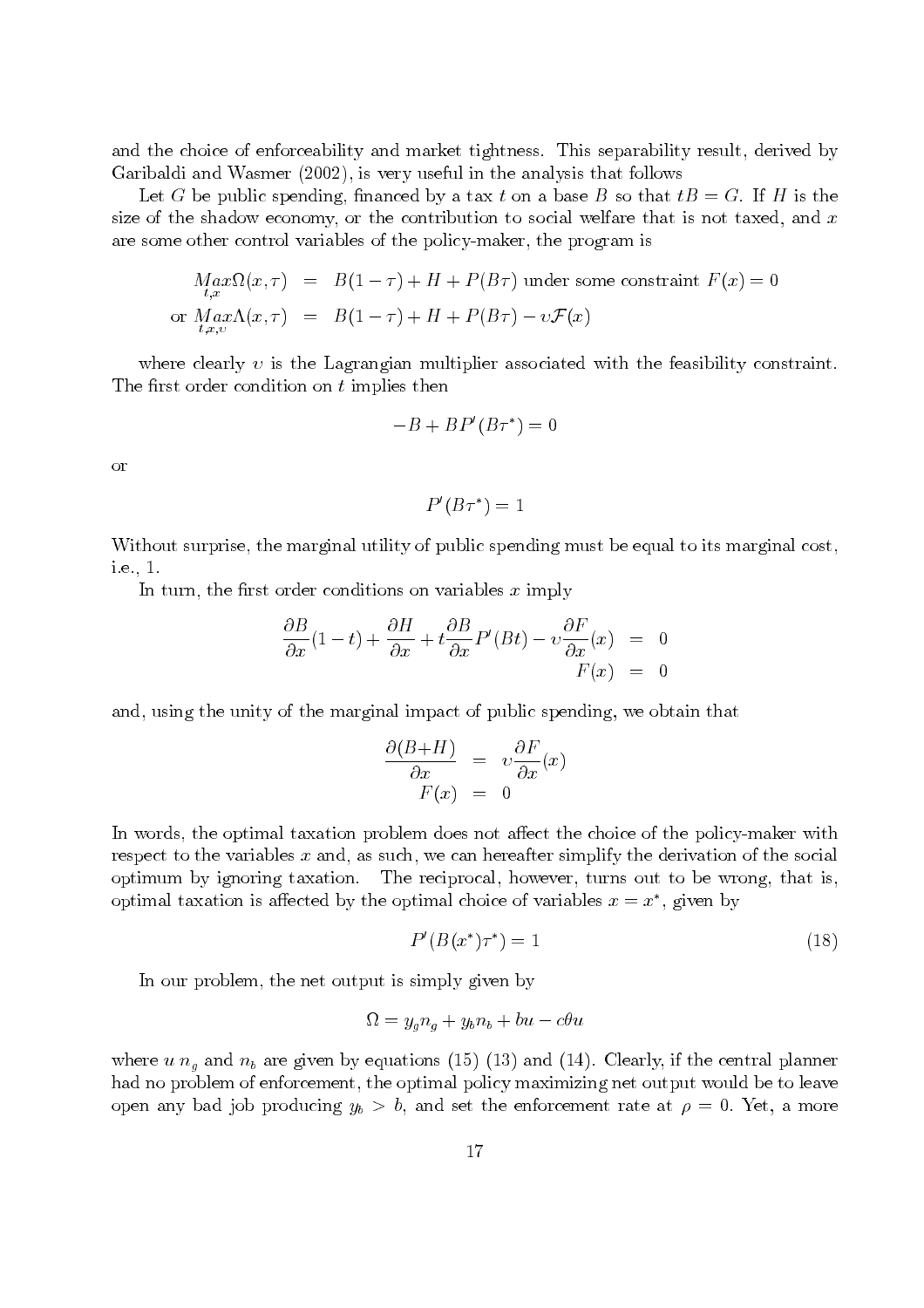and the choice of enforceability and market tightness. This separability result, derived by Garibaldi and Wasmer (2002), is very useful in the analysis that follows

Let $G$ be public spending, financed by a tax $t$ on a base $B$ so that $tB = G$. If $H$ is the size of the shadow economy, or the contribution to social welfare that is not taxed, and $x$ are some other control variables of the policy-maker, the program is

$$
\begin{aligned}
\underset{t,x}{Max}\Omega(x,\tau) &= B(1-\tau) + H + P(B\tau) \text{ under some constraint } F(x) = 0 \\
\text{or } \underset{t,x,\upsilon}{Max}\Lambda(x,\tau) &= B(1-\tau) + H + P(B\tau) - \upsilon\mathcal{F}(x)
\end{aligned}
$$

where clearly $\upsilon$ is the Lagrangian multiplier associated with the feasibility constraint. The first order condition on $t$ implies then

$$-B + BP'(B\tau^*) = 0$$

or

$$P'(B\tau^*) = 1$$

Without surprise, the marginal utility of public spending must be equal to its marginal cost, i.e., 1.

In turn, the first order conditions on variables $x$ imply

$$
\begin{aligned}
\frac{\partial B}{\partial x}(1-t) + \frac{\partial H}{\partial x} + t\frac{\partial B}{\partial x}P'(Bt) - \upsilon\frac{\partial F}{\partial x}(x) &= 0 \\
F(x) &= 0
\end{aligned}
$$

and, using the unity of the marginal impact of public spending, we obtain that

$$
\begin{aligned}
\frac{\partial(B+H)}{\partial x} &= \upsilon\frac{\partial F}{\partial x}(x) \\
F(x) &= 0
\end{aligned}
$$

In words, the optimal taxation problem does not affect the choice of the policy-maker with respect to the variables $x$ and, as such, we can hereafter simplify the derivation of the social optimum by ignoring taxation. The reciprocal, however, turns out to be wrong, that is, optimal taxation is affected by the optimal choice of variables $x = x^*$, given by

$$P'(B(x^*)\tau^*) = 1 \tag{18}$$

In our problem, the net output is simply given by

$$\Omega = y_g n_g + y_b n_b + bu - c\theta u$$

where $u$ $n_g$ and $n_b$ are given by equations (15) (13) and (14). Clearly, if the central planner had no problem of enforcement, the optimal policy maximizing net output would be to leave open any bad job producing $y_b > b$, and set the enforcement rate at $\rho = 0$. Yet, a more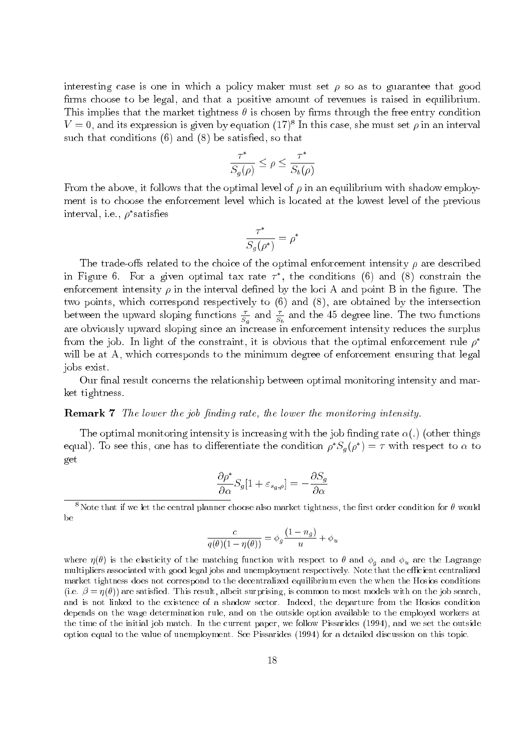interesting case is one in which a policy maker must set $\rho$ so as to guarantee that good firms choose to be legal, and that a positive amount of revenues is raised in equilibrium. This implies that the market tightness $\theta$ is chosen by firms through the free entry condition $V = 0$, and its expression is given by equation (17)[8] In this case, she must set $\rho$ in an interval such that conditions (6) and (8) be satisfied, so that

$$\frac{\tau^*}{S_g(\rho)} \leq \rho \leq \frac{\tau^*}{S_b(\rho)}$$

From the above, it follows that the optimal level of $\rho$ in an equilibrium with shadow employment is to choose the enforcement level which is located at the lowest level of the previous interval, i.e., $\rho^*$satisfies

$$\frac{\tau^*}{S_g(\rho^*)} = \rho^*$$

The trade-offs related to the choice of the optimal enforcement intensity $\rho$ are described in Figure 6. For a given optimal tax rate $\tau^*$, the conditions (6) and (8) constrain the enforcement intensity $\rho$ in the interval defined by the loci A and point B in the figure. The two points, which correspond respectively to (6) and (8), are obtained by the intersection between the upward sloping functions $\frac{\tau}{S_g}$ and $\frac{\tau}{S_b}$ and the 45 degree line. The two functions are obviously upward sloping since an increase in enforcement intensity reduces the surplus from the job. In light of the constraint, it is obvious that the optimal enforcement rule $\rho^*$ will be at A, which corresponds to the minimum degree of enforcement ensuring that legal jobs exist.

Our final result concerns the relationship between optimal monitoring intensity and market tightness.

**Remark 7** *The lower the job finding rate, the lower the monitoring intensity.*

The optimal monitoring intensity is increasing with the job finding rate $\alpha(.)$ (other things equal). To see this, one has to differentiate the condition $\rho^* S_g(\rho^*) = \tau$ with respect to $\alpha$ to get

$$\frac{\partial \rho^*}{\partial \alpha} S_g[1 + \varepsilon_{s_g,\rho}] = -\frac{\partial S_g}{\partial \alpha}$$

[8] Note that if we let the central planner choose also market tightness, the first order condition for $\theta$ would be

$$\frac{c}{q(\theta)(1 - \eta(\theta))} = \phi_g \frac{(1 - n_g)}{u} + \phi_u$$

where $\eta(\theta)$ is the elasticity of the matching function with respect to $\theta$ and $\phi_g$ and $\phi_u$ are the Lagrange multipliers associated with good legal jobs and unemployment respectively. Note that the efficient centralized market tightness does not correspond to the decentralized equilibrium even the when the Hosios conditions (i.e. $\beta = \eta(\theta)$) are satisfied. This result, albeit surprising, is common to most models with on the job search, and is not linked to the existence of a shadow sector. Indeed, the departure from the Hosios condition depends on the wage determination rule, and on the outside option available to the employed workers at the time of the initial job match. In the current paper, we follow Pissarides (1994), and we set the outside option equal to the value of unemployment. See Pissarides (1994) for a detailed discussion on this topic.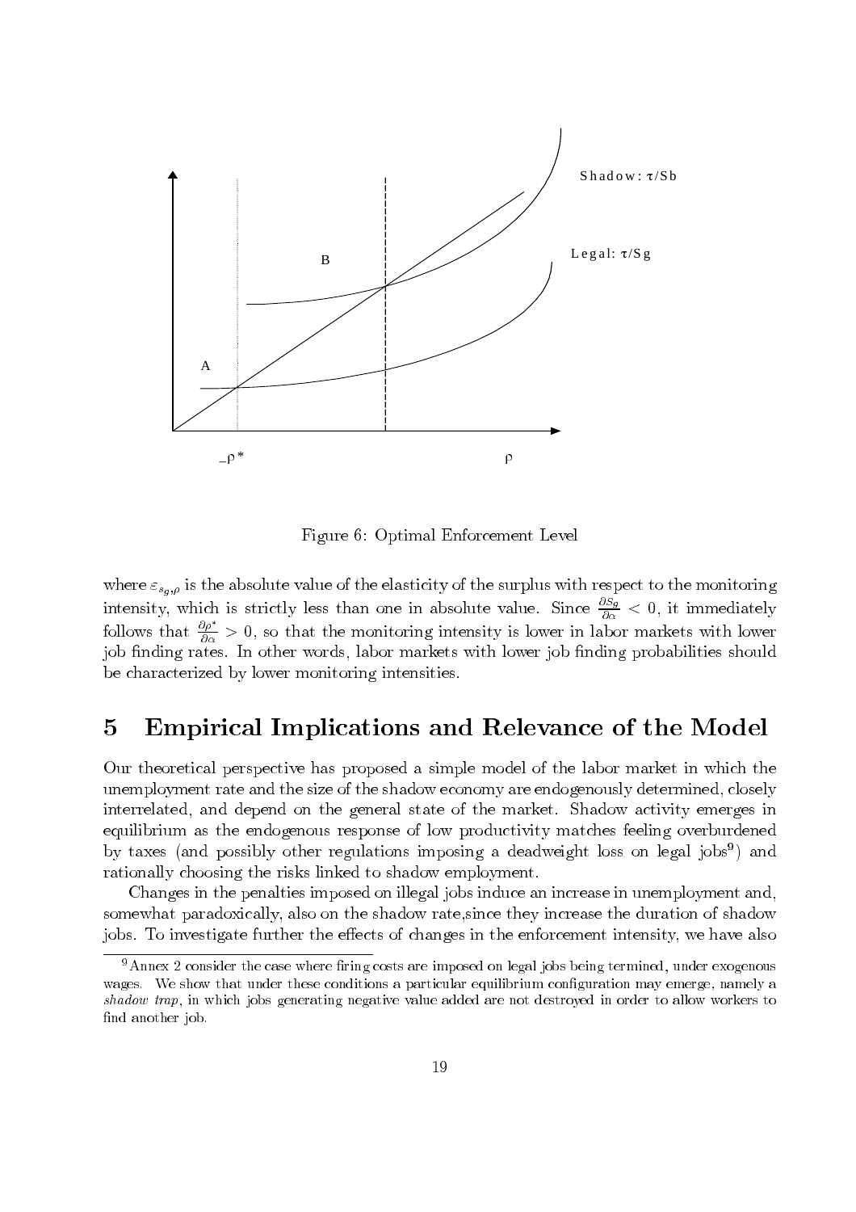Figure 6: Optimal Enforcement Level

where $\varepsilon_{s_g,\rho}$ is the absolute value of the elasticity of the surplus with respect to the monitoring intensity, which is strictly less than one in absolute value. Since $\frac{\partial S_g}{\partial \alpha} < 0$, it immediately follows that $\frac{\partial \rho^*}{\partial \alpha} > 0$, so that the monitoring intensity is lower in labor markets with lower job finding rates. In other words, labor markets with lower job finding probabilities should be characterized by lower monitoring intensities.

# 5 Empirical Implications and Relevance of the Model

Our theoretical perspective has proposed a simple model of the labor market in which the unemployment rate and the size of the shadow economy are endogenously determined, closely interrelated, and depend on the general state of the market. Shadow activity emerges in equilibrium as the endogenous response of low productivity matches feeling overburdened by taxes (and possibly other regulations imposing a deadweight loss on legal jobs[9]) and rationally choosing the risks linked to shadow employment.

Changes in the penalties imposed on illegal jobs induce an increase in unemployment and, somewhat paradoxically, also on the shadow rate,since they increase the duration of shadow jobs. To investigate further the effects of changes in the enforcement intensity, we have also

[9] Annex 2 consider the case where firing costs are imposed on legal jobs being termined, under exogenous wages. We show that under these conditions a particular equilibrium configuration may emerge, namely a *shadow trap*, in which jobs generating negative value added are not destroyed in order to allow workers to find another job.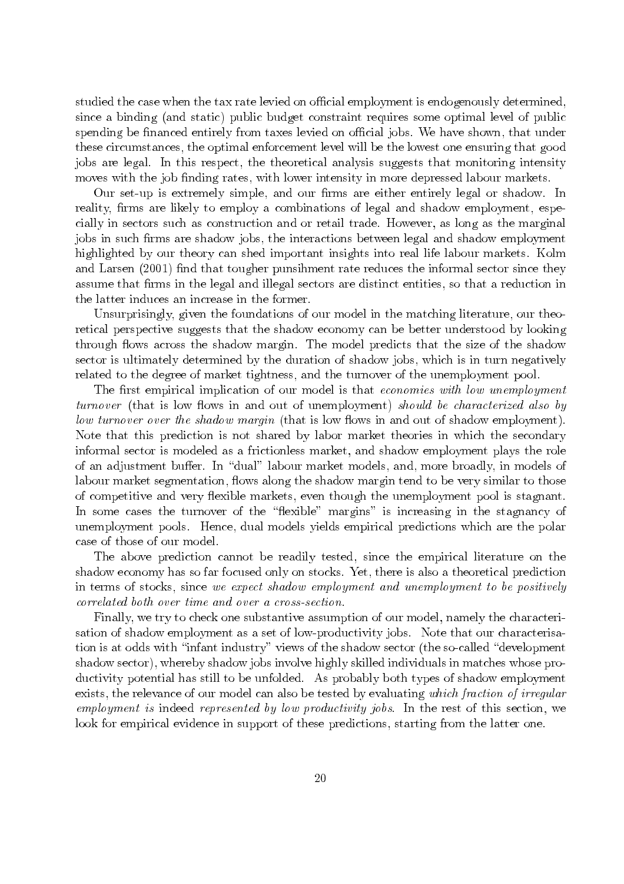studied the case when the tax rate levied on official employment is endogenously determined, since a binding (and static) public budget constraint requires some optimal level of public spending be financed entirely from taxes levied on official jobs. We have shown, that under these circumstances, the optimal enforcement level will be the lowest one ensuring that good jobs are legal. In this respect, the theoretical analysis suggests that monitoring intensity moves with the job finding rates, with lower intensity in more depressed labour markets.

Our set-up is extremely simple, and our firms are either entirely legal or shadow. In reality, firms are likely to employ a combinations of legal and shadow employment, especially in sectors such as construction and or retail trade. However, as long as the marginal jobs in such firms are shadow jobs, the interactions between legal and shadow employment highlighted by our theory can shed important insights into real life labour markets. Kolm and Larsen (2001) find that tougher punsihment rate reduces the informal sector since they assume that firms in the legal and illegal sectors are distinct entities, so that a reduction in the latter induces an increase in the former.

Unsurprisingly, given the foundations of our model in the matching literature, our theoretical perspective suggests that the shadow economy can be better understood by looking through flows across the shadow margin. The model predicts that the size of the shadow sector is ultimately determined by the duration of shadow jobs, which is in turn negatively related to the degree of market tightness, and the turnover of the unemployment pool.

The first empirical implication of our model is that *economies with low unemployment turnover* (that is low flows in and out of unemployment) *should be characterized also by low turnover over the shadow margin* (that is low flows in and out of shadow employment). Note that this prediction is not shared by labor market theories in which the secondary informal sector is modeled as a frictionless market, and shadow employment plays the role of an adjustment buffer. In "dual" labour market models, and, more broadly, in models of labour market segmentation, flows along the shadow margin tend to be very similar to those of competitive and very flexible markets, even though the unemployment pool is stagnant. In some cases the turnover of the "flexible" margins" is increasing in the stagnancy of unemployment pools. Hence, dual models yields empirical predictions which are the polar case of those of our model.

The above prediction cannot be readily tested, since the empirical literature on the shadow economy has so far focused only on stocks. Yet, there is also a theoretical prediction in terms of stocks, since *we expect shadow employment and unemployment to be positively correlated both over time and over a cross-section.*

Finally, we try to check one substantive assumption of our model, namely the characterisation of shadow employment as a set of low-productivity jobs. Note that our characterisation is at odds with "infant industry" views of the shadow sector (the so-called "development shadow sector), whereby shadow jobs involve highly skilled individuals in matches whose productivity potential has still to be unfolded. As probably both types of shadow employment exists, the relevance of our model can also be tested by evaluating *which fraction of irregular employment is* indeed *represented by low productivity jobs*. In the rest of this section, we look for empirical evidence in support of these predictions, starting from the latter one.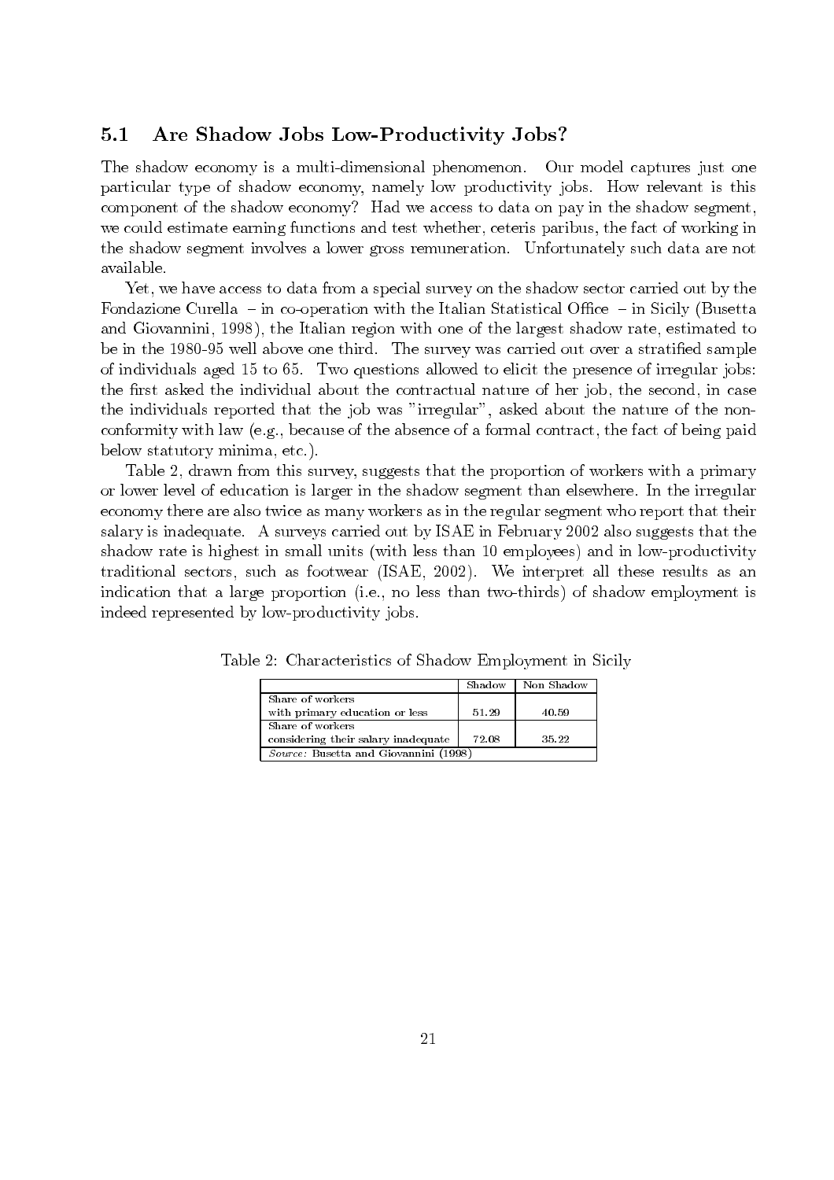### 5.1 Are Shadow Jobs Low-Productivity Jobs?

The shadow economy is a multi-dimensional phenomenon. Our model captures just one particular type of shadow economy, namely low productivity jobs. How relevant is this component of the shadow economy? Had we access to data on pay in the shadow segment, we could estimate earning functions and test whether, ceteris paribus, the fact of working in the shadow segment involves a lower gross remuneration. Unfortunately such data are not available.

Yet, we have access to data from a special survey on the shadow sector carried out by the Fondazione Curella – in co-operation with the Italian Statistical Office – in Sicily (Busetta and Giovannini, 1998), the Italian region with one of the largest shadow rate, estimated to be in the 1980-95 well above one third. The survey was carried out over a stratified sample of individuals aged 15 to 65. Two questions allowed to elicit the presence of irregular jobs: the first asked the individual about the contractual nature of her job, the second, in case the individuals reported that the job was "irregular", asked about the nature of the non-conformity with law (e.g., because of the absence of a formal contract, the fact of being paid below statutory minima, etc.).

Table 2, drawn from this survey, suggests that the proportion of workers with a primary or lower level of education is larger in the shadow segment than elsewhere. In the irregular economy there are also twice as many workers as in the regular segment who report that their salary is inadequate. A surveys carried out by ISAE in February 2002 also suggests that the shadow rate is highest in small units (with less than 10 employees) and in low-productivity traditional sectors, such as footwear (ISAE, 2002). We interpret all these results as an indication that a large proportion (i.e., no less than two-thirds) of shadow employment is indeed represented by low-productivity jobs.

Table 2: Characteristics of Shadow Employment in Sicily

| | Shadow | Non Shadow |
|---|---|---|
| Share of workers with primary education or less | 51.29 | 40.59 |
| Share of workers considering their salary inadequate | 72.08 | 35.22 |

*Source:* Busetta and Giovannini (1998)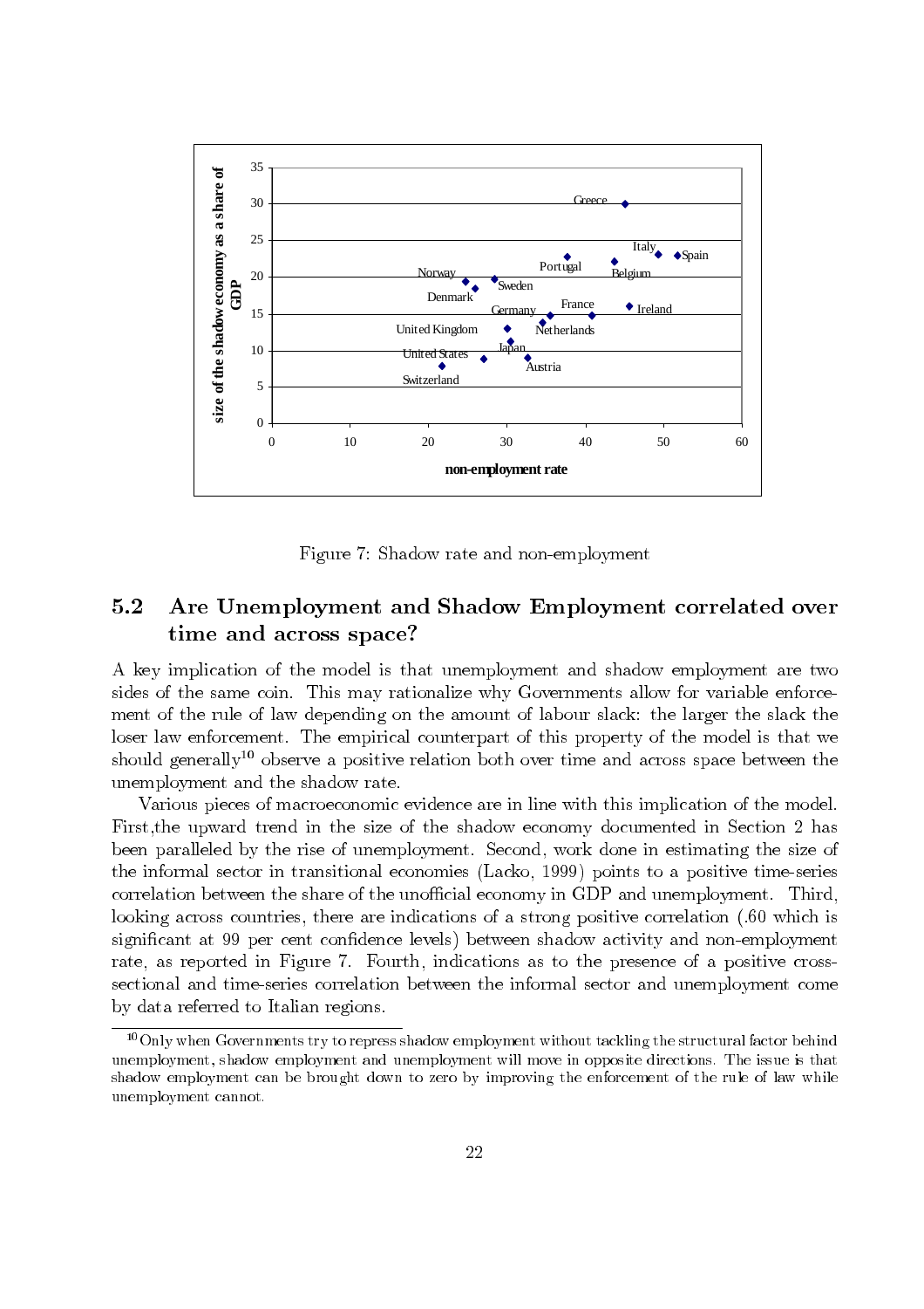Figure 7: Shadow rate and non-employment

## 5.2 Are Unemployment and Shadow Employment correlated over time and across space?

A key implication of the model is that unemployment and shadow employment are two sides of the same coin. This may rationalize why Governments allow for variable enforcement of the rule of law depending on the amount of labour slack: the larger the slack the loser law enforcement. The empirical counterpart of this property of the model is that we should generally[10] observe a positive relation both over time and across space between the unemployment and the shadow rate.

Various pieces of macroeconomic evidence are in line with this implication of the model. First,the upward trend in the size of the shadow economy documented in Section 2 has been paralleled by the rise of unemployment. Second, work done in estimating the size of the informal sector in transitional economies (Lacko, 1999) points to a positive time-series correlation between the share of the unofficial economy in GDP and unemployment. Third, looking across countries, there are indications of a strong positive correlation (.60 which is significant at 99 per cent confidence levels) between shadow activity and non-employment rate, as reported in Figure 7. Fourth, indications as to the presence of a positive cross-sectional and time-series correlation between the informal sector and unemployment come by data referred to Italian regions.

[10] Only when Governments try to repress shadow employment without tackling the structural factor behind unemployment, shadow employment and unemployment will move in opposite directions. The issue is that shadow employment can be brought down to zero by improving the enforcement of the rule of law while unemployment cannot.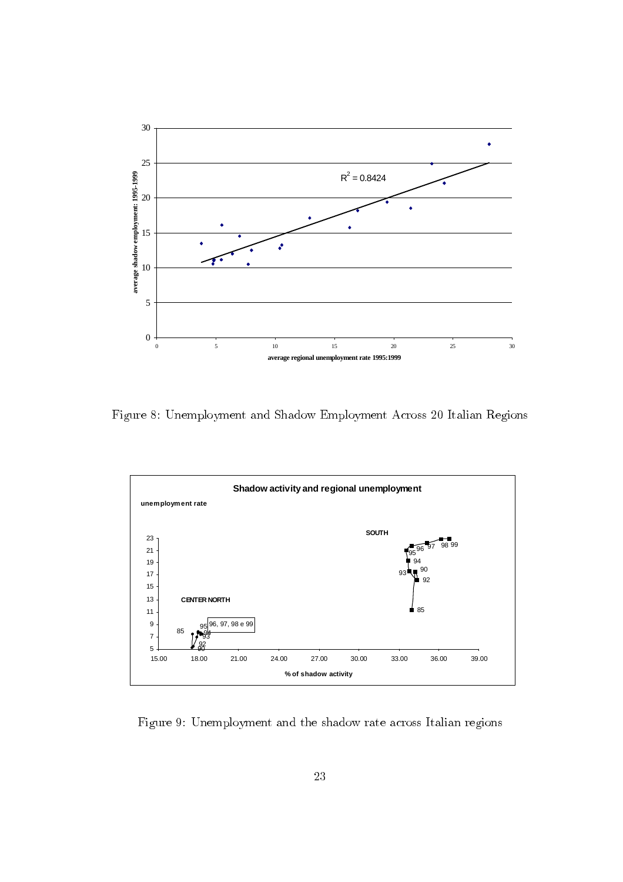Figure 8: Unemployment and Shadow Employment Across 20 Italian Regions

Figure 9: Unemployment and the shadow rate across Italian regions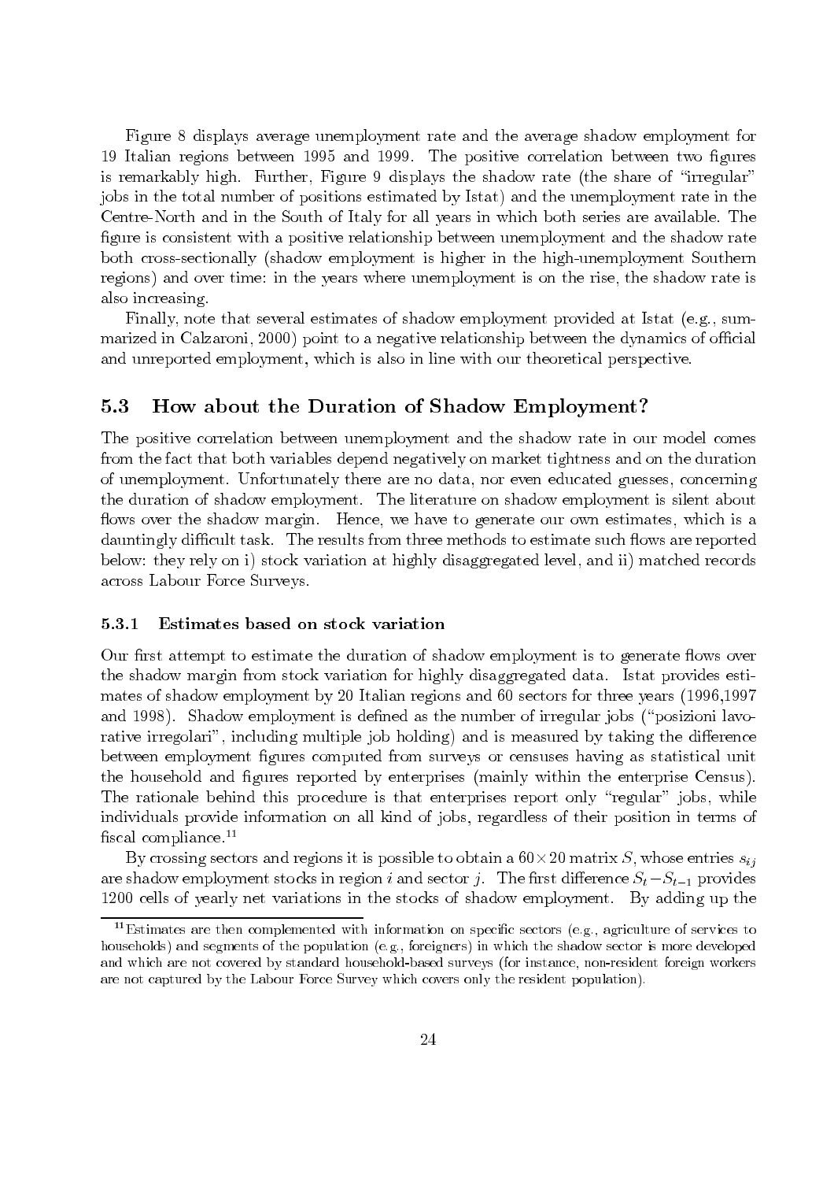Figure 8 displays average unemployment rate and the average shadow employment for 19 Italian regions between 1995 and 1999. The positive correlation between two figures is remarkably high. Further, Figure 9 displays the shadow rate (the share of "irregular" jobs in the total number of positions estimated by Istat) and the unemployment rate in the Centre-North and in the South of Italy for all years in which both series are available. The figure is consistent with a positive relationship between unemployment and the shadow rate both cross-sectionally (shadow employment is higher in the high-unemployment Southern regions) and over time: in the years where unemployment is on the rise, the shadow rate is also increasing.

Finally, note that several estimates of shadow employment provided at Istat (e.g., summarized in Calzaroni, 2000) point to a negative relationship between the dynamics of official and unreported employment, which is also in line with our theoretical perspective.

## 5.3 How about the Duration of Shadow Employment?

The positive correlation between unemployment and the shadow rate in our model comes from the fact that both variables depend negatively on market tightness and on the duration of unemployment. Unfortunately there are no data, nor even educated guesses, concerning the duration of shadow employment. The literature on shadow employment is silent about flows over the shadow margin. Hence, we have to generate our own estimates, which is a dauntingly difficult task. The results from three methods to estimate such flows are reported below: they rely on i) stock variation at highly disaggregated level, and ii) matched records across Labour Force Surveys.

### 5.3.1 Estimates based on stock variation

Our first attempt to estimate the duration of shadow employment is to generate flows over the shadow margin from stock variation for highly disaggregated data. Istat provides estimates of shadow employment by 20 Italian regions and 60 sectors for three years (1996,1997 and 1998). Shadow employment is defined as the number of irregular jobs ("posizioni lavorative irregolari", including multiple job holding) and is measured by taking the difference between employment figures computed from surveys or censuses having as statistical unit the household and figures reported by enterprises (mainly within the enterprise Census). The rationale behind this procedure is that enterprises report only "regular" jobs, while individuals provide information on all kind of jobs, regardless of their position in terms of fiscal compliance.[11]

By crossing sectors and regions it is possible to obtain a $60 \times 20$ matrix $S$, whose entries $s_{ij}$ are shadow employment stocks in region $i$ and sector $j$. The first difference $S_t - S_{t-1}$ provides 1200 cells of yearly net variations in the stocks of shadow employment. By adding up the

[11] Estimates are then complemented with information on specific sectors (e.g., agriculture of services to households) and segments of the population (e.g., foreigners) in which the shadow sector is more developed and which are not covered by standard household-based surveys (for instance, non-resident foreign workers are not captured by the Labour Force Survey which covers only the resident population).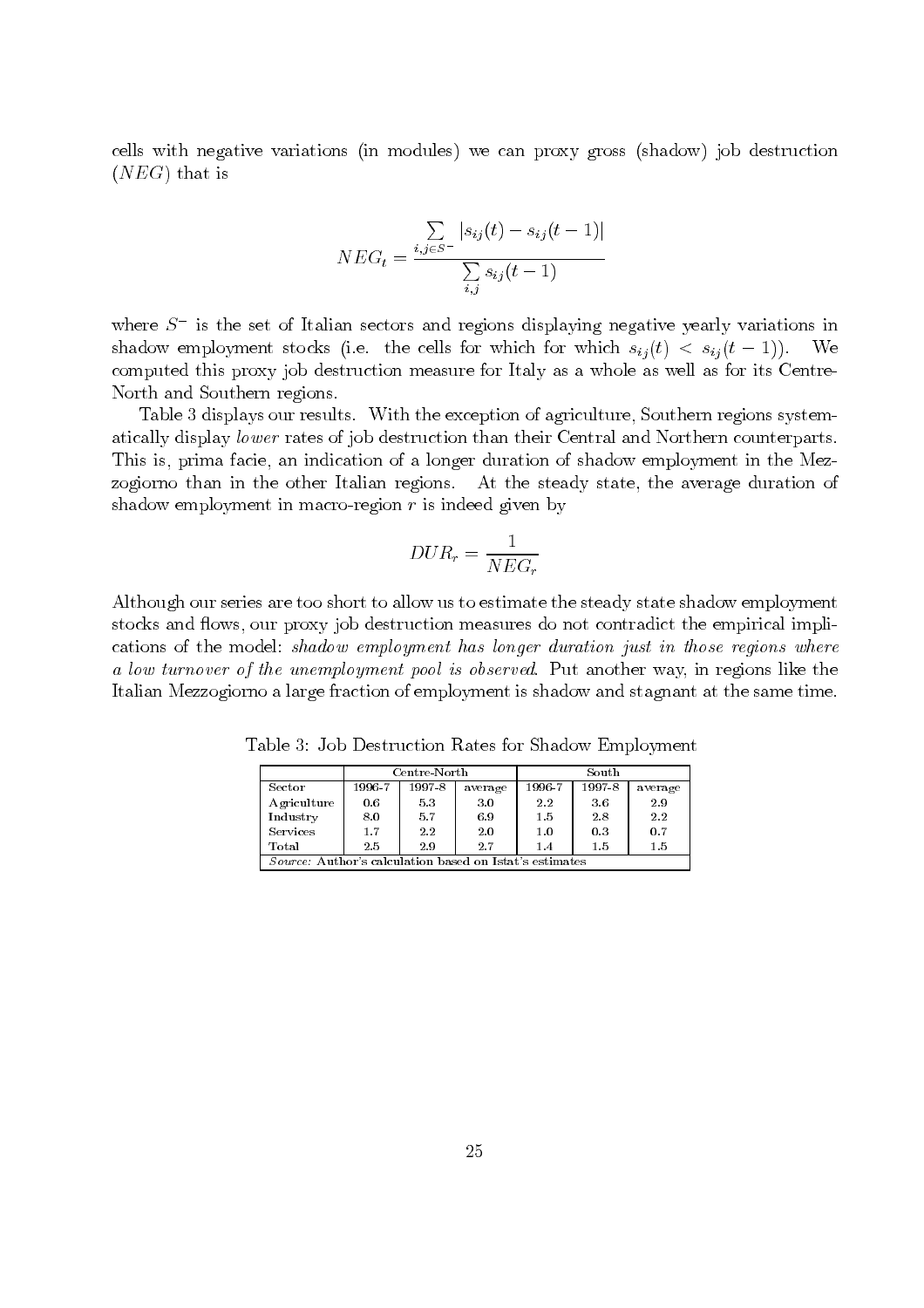cells with negative variations (in modules) we can proxy gross (shadow) job destruction ($NEG$) that is

$$NEG_t = \frac{\sum_{i,j \in S^-} |s_{ij}(t) - s_{ij}(t-1)|}{\sum_{i,j} s_{ij}(t-1)}$$

where $S^-$ is the set of Italian sectors and regions displaying negative yearly variations in shadow employment stocks (i.e. the cells for which for which $s_{ij}(t) < s_{ij}(t-1)$). We computed this proxy job destruction measure for Italy as a whole as well as for its Centre-North and Southern regions.

Table 3 displays our results. With the exception of agriculture, Southern regions systematically display *lower* rates of job destruction than their Central and Northern counterparts. This is, prima facie, an indication of a longer duration of shadow employment in the Mezzogiorno than in the other Italian regions. At the steady state, the average duration of shadow employment in macro-region $r$ is indeed given by

$$DUR_r = \frac{1}{NEG_r}$$

Although our series are too short to allow us to estimate the steady state shadow employment stocks and flows, our proxy job destruction measures do not contradict the empirical implications of the model: *shadow employment has longer duration just in those regions where a low turnover of the unemployment pool is observed*. Put another way, in regions like the Italian Mezzogiorno a large fraction of employment is shadow and stagnant at the same time.

Table 3: Job Destruction Rates for Shadow Employment

| | Centre-North | | | South | | |
|---|---|---|---|---|---|---|
| Sector | 1996-7 | 1997-8 | average | 1996-7 | 1997-8 | average |
| Agriculture | 0.6 | 5.3 | 3.0 | 2.2 | 3.6 | 2.9 |
| Industry | 8.0 | 5.7 | 6.9 | 1.5 | 2.8 | 2.2 |
| Services | 1.7 | 2.2 | 2.0 | 1.0 | 0.3 | 0.7 |
| Total | 2.5 | 2.9 | 2.7 | 1.4 | 1.5 | 1.5 |

*Source:* Author's calculation based on Istat's estimates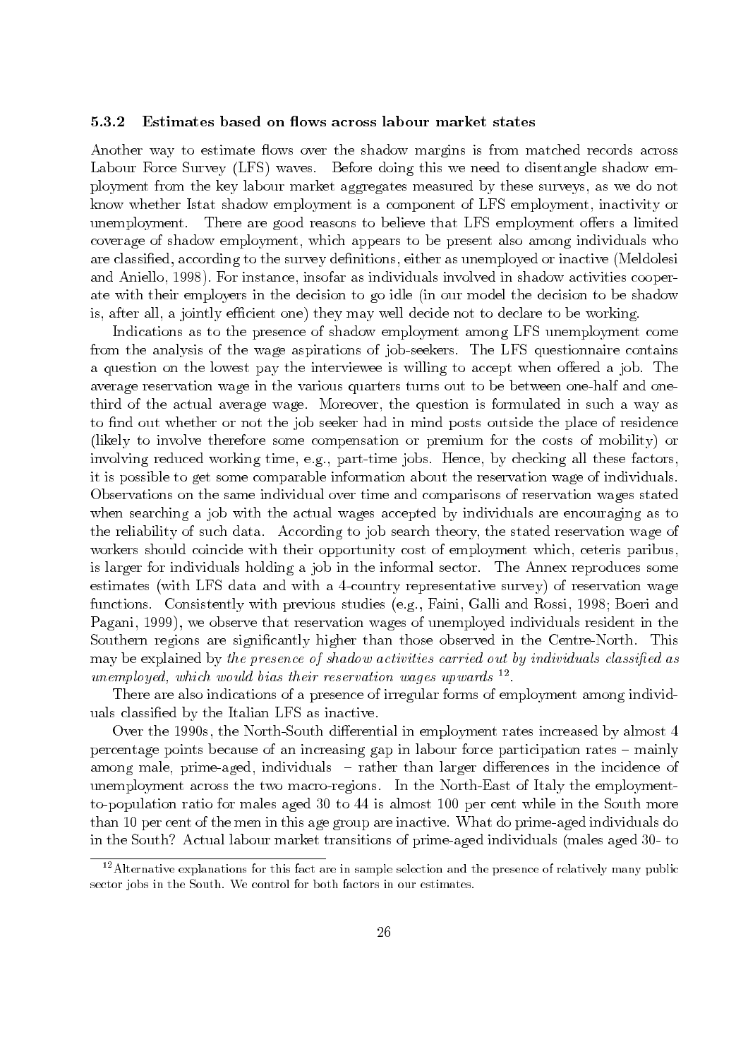### 5.3.2 Estimates based on flows across labour market states

Another way to estimate flows over the shadow margins is from matched records across Labour Force Survey (LFS) waves. Before doing this we need to disentangle shadow employment from the key labour market aggregates measured by these surveys, as we do not know whether Istat shadow employment is a component of LFS employment, inactivity or unemployment. There are good reasons to believe that LFS employment offers a limited coverage of shadow employment, which appears to be present also among individuals who are classified, according to the survey definitions, either as unemployed or inactive (Meldolesi and Aniello, 1998). For instance, insofar as individuals involved in shadow activities cooperate with their employers in the decision to go idle (in our model the decision to be shadow is, after all, a jointly efficient one) they may well decide not to declare to be working.

Indications as to the presence of shadow employment among LFS unemployment come from the analysis of the wage aspirations of job-seekers. The LFS questionnaire contains a question on the lowest pay the interviewee is willing to accept when offered a job. The average reservation wage in the various quarters turns out to be between one-half and one-third of the actual average wage. Moreover, the question is formulated in such a way as to find out whether or not the job seeker had in mind posts outside the place of residence (likely to involve therefore some compensation or premium for the costs of mobility) or involving reduced working time, e.g., part-time jobs. Hence, by checking all these factors, it is possible to get some comparable information about the reservation wage of individuals. Observations on the same individual over time and comparisons of reservation wages stated when searching a job with the actual wages accepted by individuals are encouraging as to the reliability of such data. According to job search theory, the stated reservation wage of workers should coincide with their opportunity cost of employment which, ceteris paribus, is larger for individuals holding a job in the informal sector. The Annex reproduces some estimates (with LFS data and with a 4-country representative survey) of reservation wage functions. Consistently with previous studies (e.g., Faini, Galli and Rossi, 1998; Boeri and Pagani, 1999), we observe that reservation wages of unemployed individuals resident in the Southern regions are significantly higher than those observed in the Centre-North. This may be explained by *the presence of shadow activities carried out by individuals classified as unemployed, which would bias their reservation wages upwards* [12].

There are also indications of a presence of irregular forms of employment among individuals classified by the Italian LFS as inactive.

Over the 1990s, the North-South differential in employment rates increased by almost 4 percentage points because of an increasing gap in labour force participation rates – mainly among male, prime-aged, individuals – rather than larger differences in the incidence of unemployment across the two macro-regions. In the North-East of Italy the employment-to-population ratio for males aged 30 to 44 is almost 100 per cent while in the South more than 10 per cent of the men in this age group are inactive. What do prime-aged individuals do in the South? Actual labour market transitions of prime-aged individuals (males aged 30- to

[12] Alternative explanations for this fact are in sample selection and the presence of relatively many public sector jobs in the South. We control for both factors in our estimates.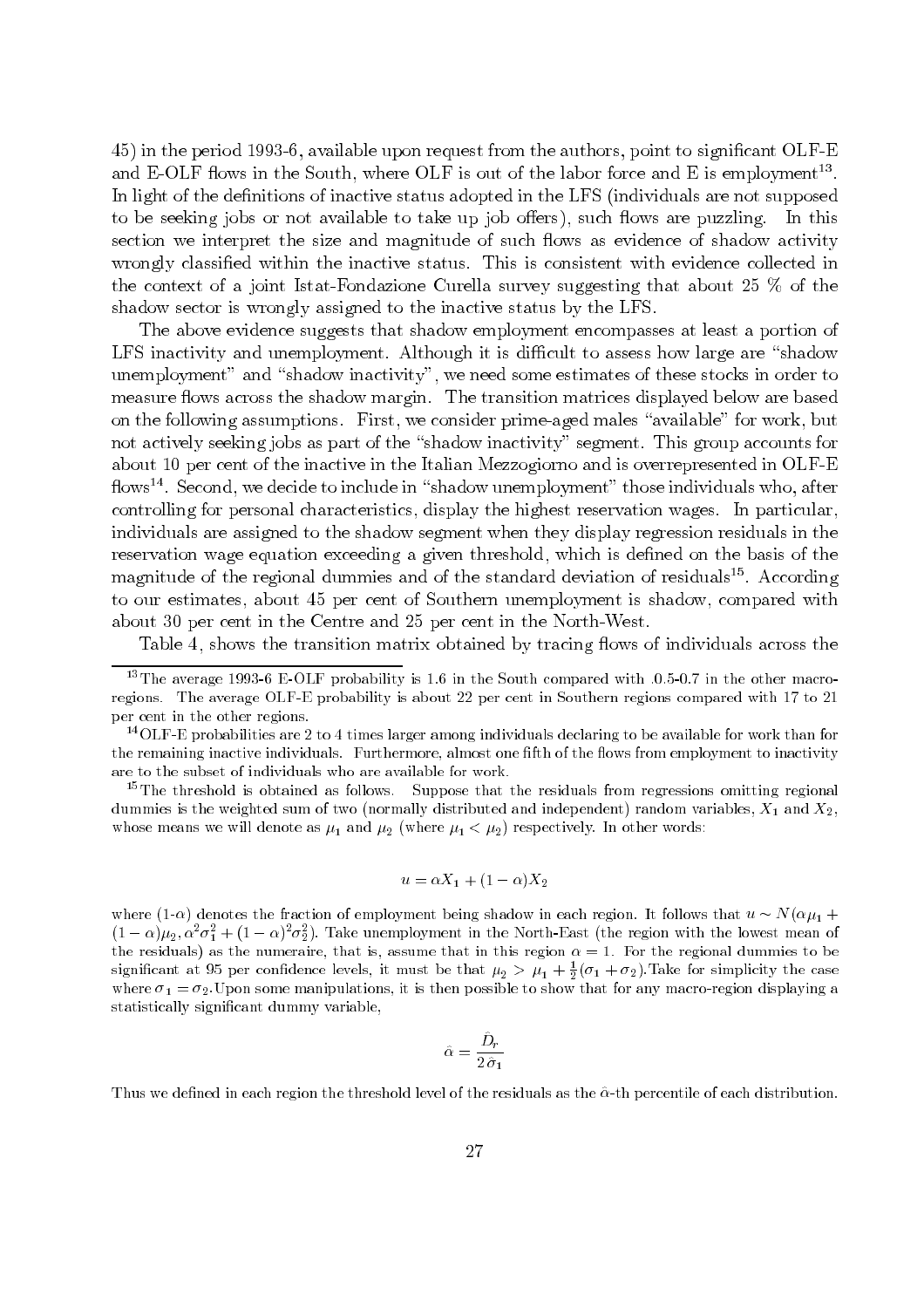45) in the period 1993-6, available upon request from the authors, point to significant OLF-E and E-OLF flows in the South, where OLF is out of the labor force and E is employment[13]. In light of the definitions of inactive status adopted in the LFS (individuals are not supposed to be seeking jobs or not available to take up job offers), such flows are puzzling. In this section we interpret the size and magnitude of such flows as evidence of shadow activity wrongly classified within the inactive status. This is consistent with evidence collected in the context of a joint Istat-Fondazione Curella survey suggesting that about 25 % of the shadow sector is wrongly assigned to the inactive status by the LFS.

The above evidence suggests that shadow employment encompasses at least a portion of LFS inactivity and unemployment. Although it is difficult to assess how large are "shadow unemployment" and "shadow inactivity", we need some estimates of these stocks in order to measure flows across the shadow margin. The transition matrices displayed below are based on the following assumptions. First, we consider prime-aged males "available" for work, but not actively seeking jobs as part of the "shadow inactivity" segment. This group accounts for about 10 per cent of the inactive in the Italian Mezzogiorno and is overrepresented in OLF-E flows[14]. Second, we decide to include in "shadow unemployment" those individuals who, after controlling for personal characteristics, display the highest reservation wages. In particular, individuals are assigned to the shadow segment when they display regression residuals in the reservation wage equation exceeding a given threshold, which is defined on the basis of the magnitude of the regional dummies and of the standard deviation of residuals[15]. According to our estimates, about 45 per cent of Southern unemployment is shadow, compared with about 30 per cent in the Centre and 25 per cent in the North-West.

Table 4, shows the transition matrix obtained by tracing flows of individuals across the

[13] The average 1993-6 E-OLF probability is 1.6 in the South compared with .0.5-0.7 in the other macro-regions. The average OLF-E probability is about 22 per cent in Southern regions compared with 17 to 21 per cent in the other regions.

[14] OLF-E probabilities are 2 to 4 times larger among individuals declaring to be available for work than for the remaining inactive individuals. Furthermore, almost one fifth of the flows from employment to inactivity are to the subset of individuals who are available for work.

[15] The threshold is obtained as follows. Suppose that the residuals from regressions omitting regional dummies is the weighted sum of two (normally distributed and independent) random variables, $X_1$ and $X_2$, whose means we will denote as $\mu_1$ and $\mu_2$ (where $\mu_1 < \mu_2$) respectively. In other words:

$$u = \alpha X_1 + (1 - \alpha)X_2$$

where (1-$\alpha$) denotes the fraction of employment being shadow in each region. It follows that $u \sim N(\alpha\mu_1 + (1-\alpha)\mu_2, \alpha^2\sigma_1^2 + (1-\alpha)^2\sigma_2^2)$. Take unemployment in the North-East (the region with the lowest mean of the residuals) as the numeraire, that is, assume that in this region $\alpha = 1$. For the regional dummies to be significant at 95 per confidence levels, it must be that $\mu_2 > \mu_1 + \frac{1}{2}(\sigma_1 + \sigma_2)$.Take for simplicity the case where $\sigma_1 = \sigma_2$.Upon some manipulations, it is then possible to show that for any macro-region displaying a statistically significant dummy variable,

$$\hat{\alpha} = \frac{\hat{D}_r}{2\,\hat{\sigma}_1}$$

Thus we defined in each region the threshold level of the residuals as the $\hat{\alpha}$-th percentile of each distribution.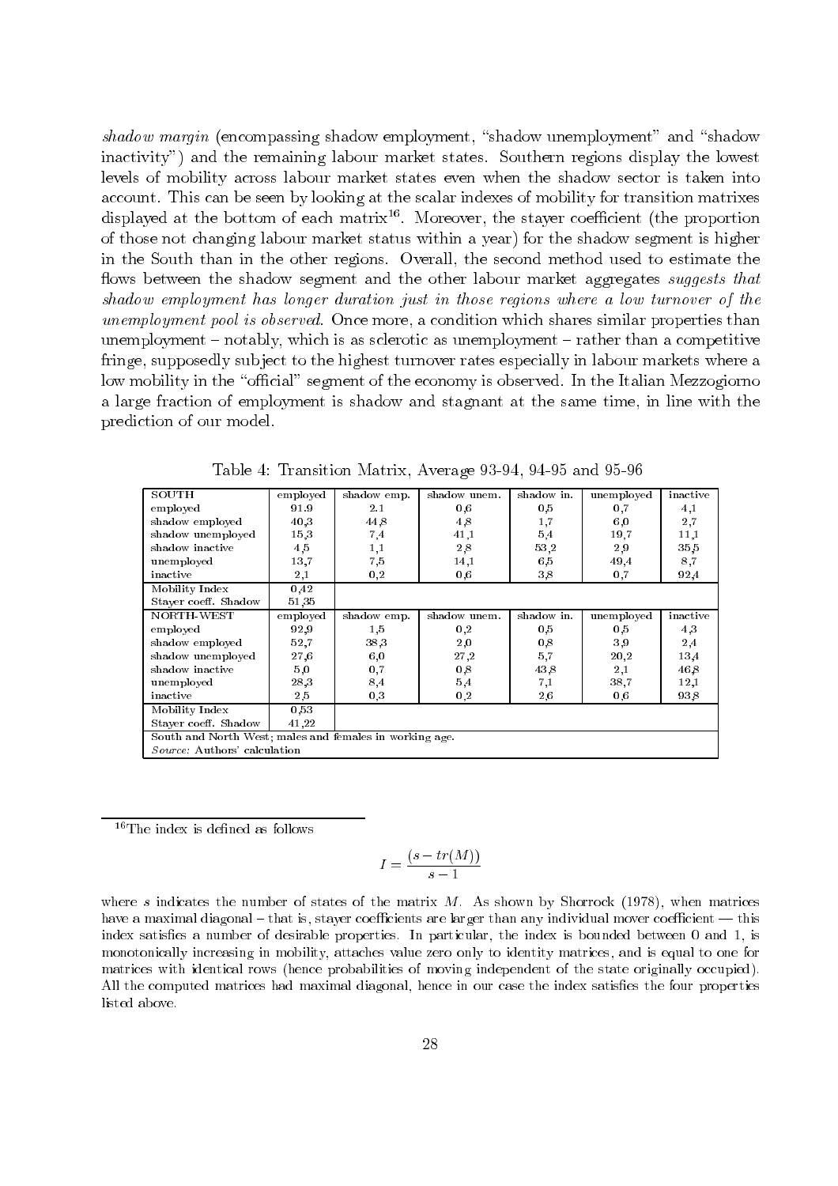*shadow margin* (encompassing shadow employment, "shadow unemployment" and "shadow inactivity") and the remaining labour market states. Southern regions display the lowest levels of mobility across labour market states even when the shadow sector is taken into account. This can be seen by looking at the scalar indexes of mobility for transition matrixes displayed at the bottom of each matrix[16]. Moreover, the stayer coefficient (the proportion of those not changing labour market status within a year) for the shadow segment is higher in the South than in the other regions. Overall, the second method used to estimate the flows between the shadow segment and the other labour market aggregates *suggests that shadow employment has longer duration just in those regions where a low turnover of the unemployment pool is observed*. Once more, a condition which shares similar properties than unemployment – notably, which is as sclerotic as unemployment – rather than a competitive fringe, supposedly subject to the highest turnover rates especially in labour markets where a low mobility in the "official" segment of the economy is observed. In the Italian Mezzogiorno a large fraction of employment is shadow and stagnant at the same time, in line with the prediction of our model.

Table 4: Transition Matrix, Average 93-94, 94-95 and 95-96

| SOUTH | employed | shadow emp. | shadow unem. | shadow in. | unemployed | inactive |
|---|---|---|---|---|---|---|
| employed | 91.9 | 2.1 | 0,6 | 0,5 | 0,7 | 4,1 |
| shadow employed | 40,3 | 44,8 | 4,8 | 1,7 | 6,0 | 2,7 |
| shadow unemployed | 15,3 | 7,4 | 41,1 | 5,4 | 19,7 | 11,1 |
| shadow inactive | 4,5 | 1,1 | 2,8 | 53,2 | 2,9 | 35,5 |
| unemployed | 13,7 | 7,5 | 14,1 | 6,5 | 49,4 | 8,7 |
| inactive | 2,1 | 0,2 | 0,6 | 3,8 | 0,7 | 92,4 |
| Mobility Index | 0,42 | | | | | |
| Stayer coeff. Shadow | 51,35 | | | | | |
| **NORTH-WEST** | **employed** | **shadow emp.** | **shadow unem.** | **shadow in.** | **unemployed** | **inactive** |
| employed | 92,9 | 1,5 | 0,2 | 0,5 | 0,5 | 4,3 |
| shadow employed | 52,7 | 38,3 | 2,0 | 0,8 | 3,9 | 2,4 |
| shadow unemployed | 27,6 | 6,0 | 27,2 | 5,7 | 20,2 | 13,4 |
| shadow inactive | 5,0 | 0,7 | 0,8 | 43,8 | 2,1 | 46,8 |
| unemployed | 28,3 | 8,4 | 5,4 | 7,1 | 38,7 | 12,1 |
| inactive | 2,5 | 0,3 | 0,2 | 2,6 | 0,6 | 93,8 |
| Mobility Index | 0,53 | | | | | |
| Stayer coeff. Shadow | 41,22 | | | | | |
| South and North West; males and females in working age. | | | | | | |
| *Source:* Authors' calculation | | | | | | |

[16]The index is defined as follows

$$I = \frac{(s - tr(M))}{s - 1}$$

where $s$ indicates the number of states of the matrix $M$. As shown by Shorrock (1978), when matrices have a maximal diagonal – that is, stayer coefficients are larger than any individual mover coefficient — this index satisfies a number of desirable properties. In particular, the index is bounded between 0 and 1, is monotonically increasing in mobility, attaches value zero only to identity matrices, and is equal to one for matrices with identical rows (hence probabilities of moving independent of the state originally occupied). All the computed matrices had maximal diagonal, hence in our case the index satisfies the four properties listed above.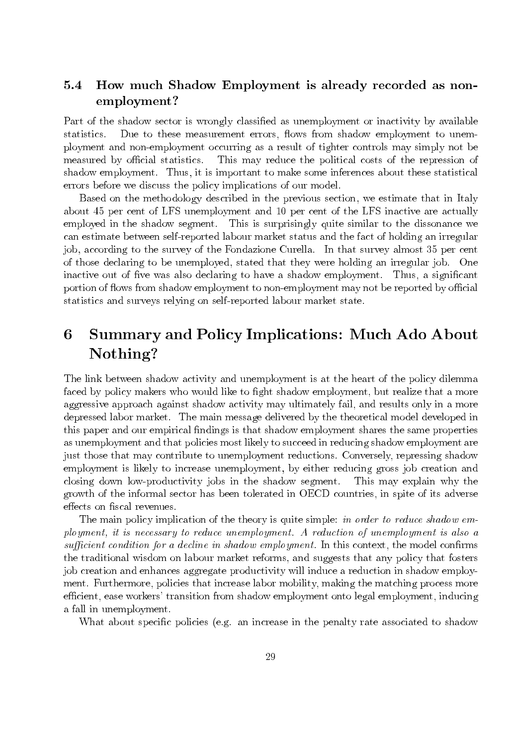### 5.4 How much Shadow Employment is already recorded as non-employment?

Part of the shadow sector is wrongly classified as unemployment or inactivity by available statistics. Due to these measurement errors, flows from shadow employment to unemployment and non-employment occurring as a result of tighter controls may simply not be measured by official statistics. This may reduce the political costs of the repression of shadow employment. Thus, it is important to make some inferences about these statistical errors before we discuss the policy implications of our model.

Based on the methodology described in the previous section, we estimate that in Italy about 45 per cent of LFS unemployment and 10 per cent of the LFS inactive are actually employed in the shadow segment. This is surprisingly quite similar to the dissonance we can estimate between self-reported labour market status and the fact of holding an irregular job, according to the survey of the Fondazione Curella. In that survey almost 35 per cent of those declaring to be unemployed, stated that they were holding an irregular job. One inactive out of five was also declaring to have a shadow employment. Thus, a significant portion of flows from shadow employment to non-employment may not be reported by official statistics and surveys relying on self-reported labour market state.

## 6 Summary and Policy Implications: Much Ado About Nothing?

The link between shadow activity and unemployment is at the heart of the policy dilemma faced by policy makers who would like to fight shadow employment, but realize that a more aggressive approach against shadow activity may ultimately fail, and results only in a more depressed labor market. The main message delivered by the theoretical model developed in this paper and our empirical findings is that shadow employment shares the same properties as unemployment and that policies most likely to succeed in reducing shadow employment are just those that may contribute to unemployment reductions. Conversely, repressing shadow employment is likely to increase unemployment, by either reducing gross job creation and closing down low-productivity jobs in the shadow segment. This may explain why the growth of the informal sector has been tolerated in OECD countries, in spite of its adverse effects on fiscal revenues.

The main policy implication of the theory is quite simple: *in order to reduce shadow employment, it is necessary to reduce unemployment. A reduction of unemployment is also a sufficient condition for a decline in shadow employment.* In this context, the model confirms the traditional wisdom on labour market reforms, and suggests that any policy that fosters job creation and enhances aggregate productivity will induce a reduction in shadow employment. Furthermore, policies that increase labor mobility, making the matching process more efficient, ease workers' transition from shadow employment onto legal employment, inducing a fall in unemployment.

What about specific policies (e.g. an increase in the penalty rate associated to shadow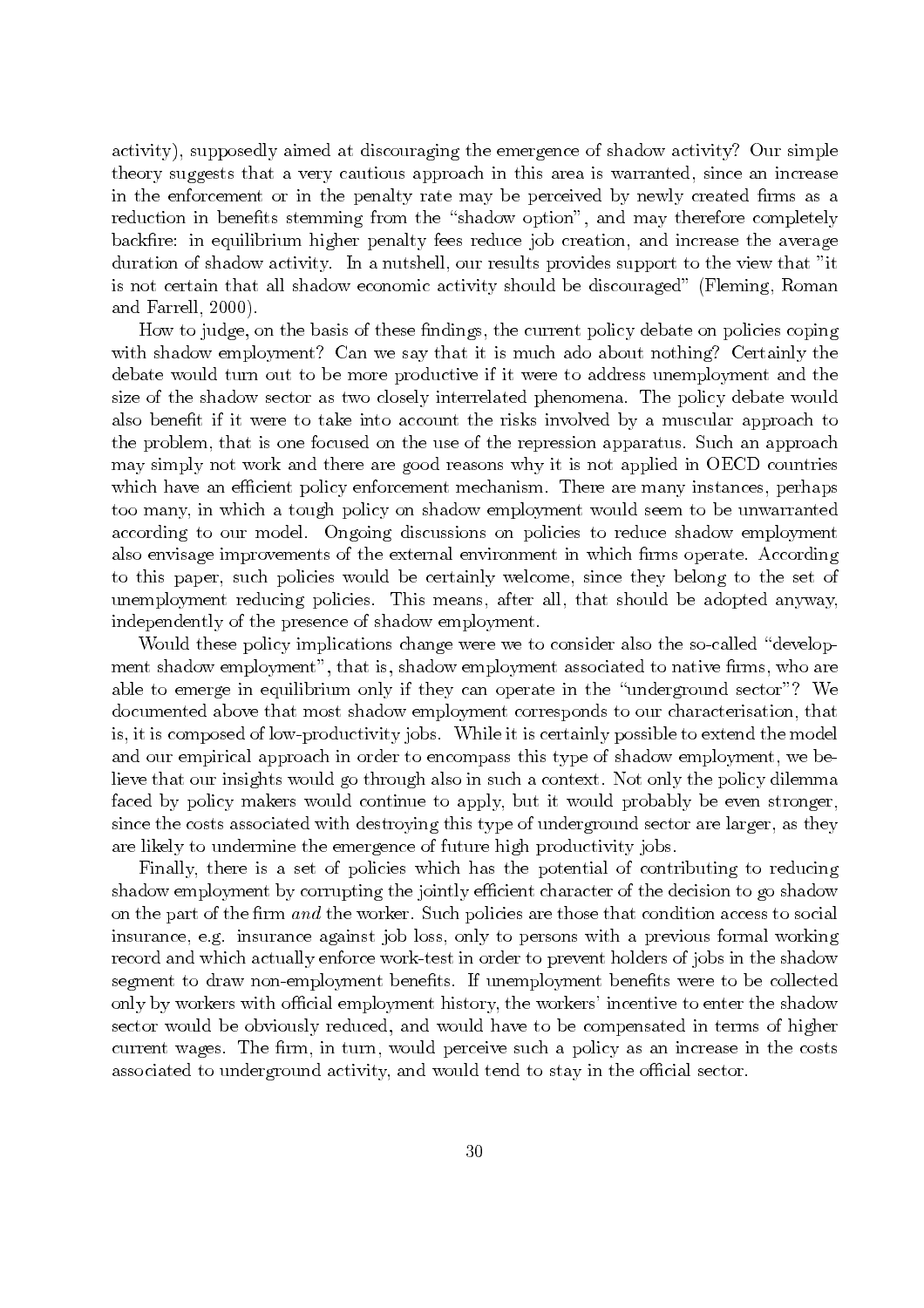activity), supposedly aimed at discouraging the emergence of shadow activity? Our simple theory suggests that a very cautious approach in this area is warranted, since an increase in the enforcement or in the penalty rate may be perceived by newly created firms as a reduction in benefits stemming from the "shadow option", and may therefore completely backfire: in equilibrium higher penalty fees reduce job creation, and increase the average duration of shadow activity. In a nutshell, our results provides support to the view that "it is not certain that all shadow economic activity should be discouraged" (Fleming, Roman and Farrell, 2000).

How to judge, on the basis of these findings, the current policy debate on policies coping with shadow employment? Can we say that it is much ado about nothing? Certainly the debate would turn out to be more productive if it were to address unemployment and the size of the shadow sector as two closely interrelated phenomena. The policy debate would also benefit if it were to take into account the risks involved by a muscular approach to the problem, that is one focused on the use of the repression apparatus. Such an approach may simply not work and there are good reasons why it is not applied in OECD countries which have an efficient policy enforcement mechanism. There are many instances, perhaps too many, in which a tough policy on shadow employment would seem to be unwarranted according to our model. Ongoing discussions on policies to reduce shadow employment also envisage improvements of the external environment in which firms operate. According to this paper, such policies would be certainly welcome, since they belong to the set of unemployment reducing policies. This means, after all, that should be adopted anyway, independently of the presence of shadow employment.

Would these policy implications change were we to consider also the so-called "development shadow employment", that is, shadow employment associated to native firms, who are able to emerge in equilibrium only if they can operate in the "underground sector"? We documented above that most shadow employment corresponds to our characterisation, that is, it is composed of low-productivity jobs. While it is certainly possible to extend the model and our empirical approach in order to encompass this type of shadow employment, we believe that our insights would go through also in such a context. Not only the policy dilemma faced by policy makers would continue to apply, but it would probably be even stronger, since the costs associated with destroying this type of underground sector are larger, as they are likely to undermine the emergence of future high productivity jobs.

Finally, there is a set of policies which has the potential of contributing to reducing shadow employment by corrupting the jointly efficient character of the decision to go shadow on the part of the firm *and* the worker. Such policies are those that condition access to social insurance, e.g. insurance against job loss, only to persons with a previous formal working record and which actually enforce work-test in order to prevent holders of jobs in the shadow segment to draw non-employment benefits. If unemployment benefits were to be collected only by workers with official employment history, the workers' incentive to enter the shadow sector would be obviously reduced, and would have to be compensated in terms of higher current wages. The firm, in turn, would perceive such a policy as an increase in the costs associated to underground activity, and would tend to stay in the official sector.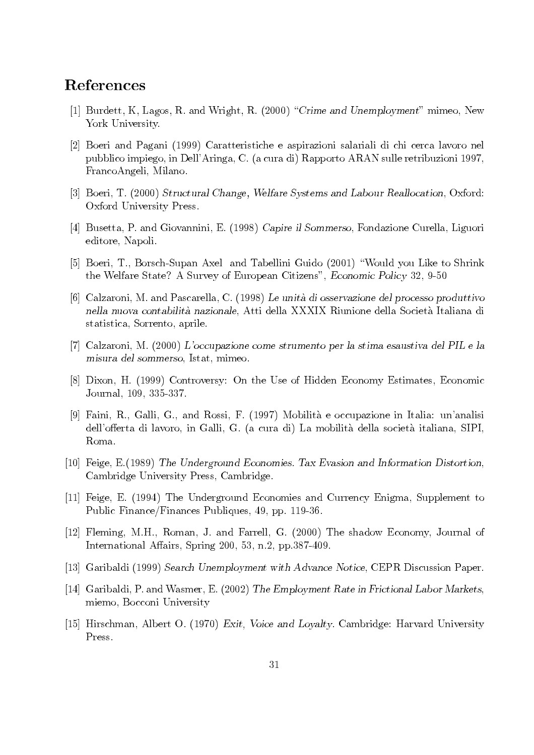# References

[1] Burdett, K, Lagos, R. and Wright, R. (2000) "*Crime and Unemployment*" mimeo, New York University.

[2] Boeri and Pagani (1999) Caratteristiche e aspirazioni salariali di chi cerca lavoro nel pubblico impiego, in Dell'Aringa, C. (a cura di) Rapporto ARAN sulle retribuzioni 1997, FrancoAngeli, Milano.

[3] Boeri, T. (2000) *Structural Change, Welfare Systems and Labour Reallocation*, Oxford: Oxford University Press.

[4] Busetta, P. and Giovannini, E. (1998) *Capire il Sommerso*, Fondazione Curella, Liguori editore, Napoli.

[5] Boeri, T., Borsch-Supan Axel and Tabellini Guido (2001) "Would you Like to Shrink the Welfare State? A Survey of European Citizens", *Economic Policy* 32, 9-50

[6] Calzaroni, M. and Pascarella, C. (1998) *Le unità di osservazione del processo produttivo nella nuova contabilità nazionale*, Atti della XXXIX Riunione della Società Italiana di statistica, Sorrento, aprile.

[7] Calzaroni, M. (2000) *L'occupazione come strumento per la stima esaustiva del PIL e la misura del sommerso*, Istat, mimeo.

[8] Dixon, H. (1999) Controversy: On the Use of Hidden Economy Estimates, Economic Journal, 109, 335-337.

[9] Faini, R., Galli, G., and Rossi, F. (1997) Mobilità e occupazione in Italia: un'analisi dell'offerta di lavoro, in Galli, G. (a cura di) La mobilità della società italiana, SIPI, Roma.

[10] Feige, E.(1989) *The Underground Economies. Tax Evasion and Information Distortion*, Cambridge University Press, Cambridge.

[11] Feige, E. (1994) The Underground Economies and Currency Enigma, Supplement to Public Finance/Finances Publiques, 49, pp. 119-36.

[12] Fleming, M.H., Roman, J. and Farrell, G. (2000) The shadow Economy, Journal of International Affairs, Spring 200, 53, n.2, pp.387-409.

[13] Garibaldi (1999) *Search Unemployment with Advance Notice*, CEPR Discussion Paper.

[14] Garibaldi, P. and Wasmer, E. (2002) *The Employment Rate in Frictional Labor Markets*, miemo, Bocconi University

[15] Hirschman, Albert O. (1970) *Exit, Voice and Loyalty*. Cambridge: Harvard University Press.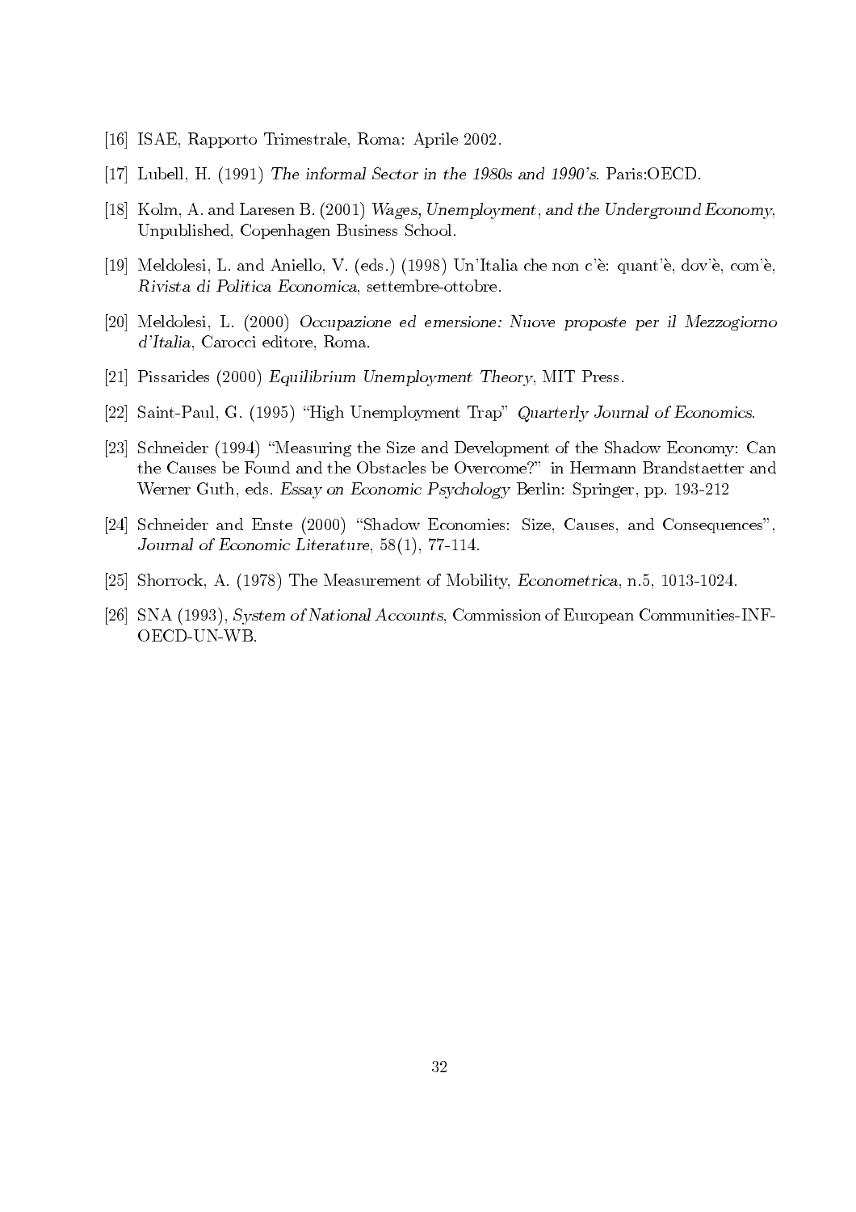[16] ISAE, Rapporto Trimestrale, Roma: Aprile 2002.

[17] Lubell, H. (1991) *The informal Sector in the 1980s and 1990's*. Paris:OECD.

[18] Kolm, A. and Laresen B. (2001) *Wages, Unemployment, and the Underground Economy*, Unpublished, Copenhagen Business School.

[19] Meldolesi, L. and Aniello, V. (eds.) (1998) Un'Italia che non c'è: quant'è, dov'è, com'è, *Rivista di Politica Economica*, settembre-ottobre.

[20] Meldolesi, L. (2000) *Occupazione ed emersione: Nuove proposte per il Mezzogiorno d'Italia*, Carocci editore, Roma.

[21] Pissarides (2000) *Equilibrium Unemployment Theory*, MIT Press.

[22] Saint-Paul, G. (1995) "High Unemployment Trap" *Quarterly Journal of Economics*.

[23] Schneider (1994) "Measuring the Size and Development of the Shadow Economy: Can the Causes be Found and the Obstacles be Overcome?" in Hermann Brandstaetter and Werner Guth, eds. *Essay on Economic Psychology* Berlin: Springer, pp. 193-212

[24] Schneider and Enste (2000) "Shadow Economies: Size, Causes, and Consequences", *Journal of Economic Literature*, 58(1), 77-114.

[25] Shorrock, A. (1978) The Measurement of Mobility, *Econometrica*, n.5, 1013-1024.

[26] SNA (1993), *System of National Accounts*, Commission of European Communities-INF-OECD-UN-WB.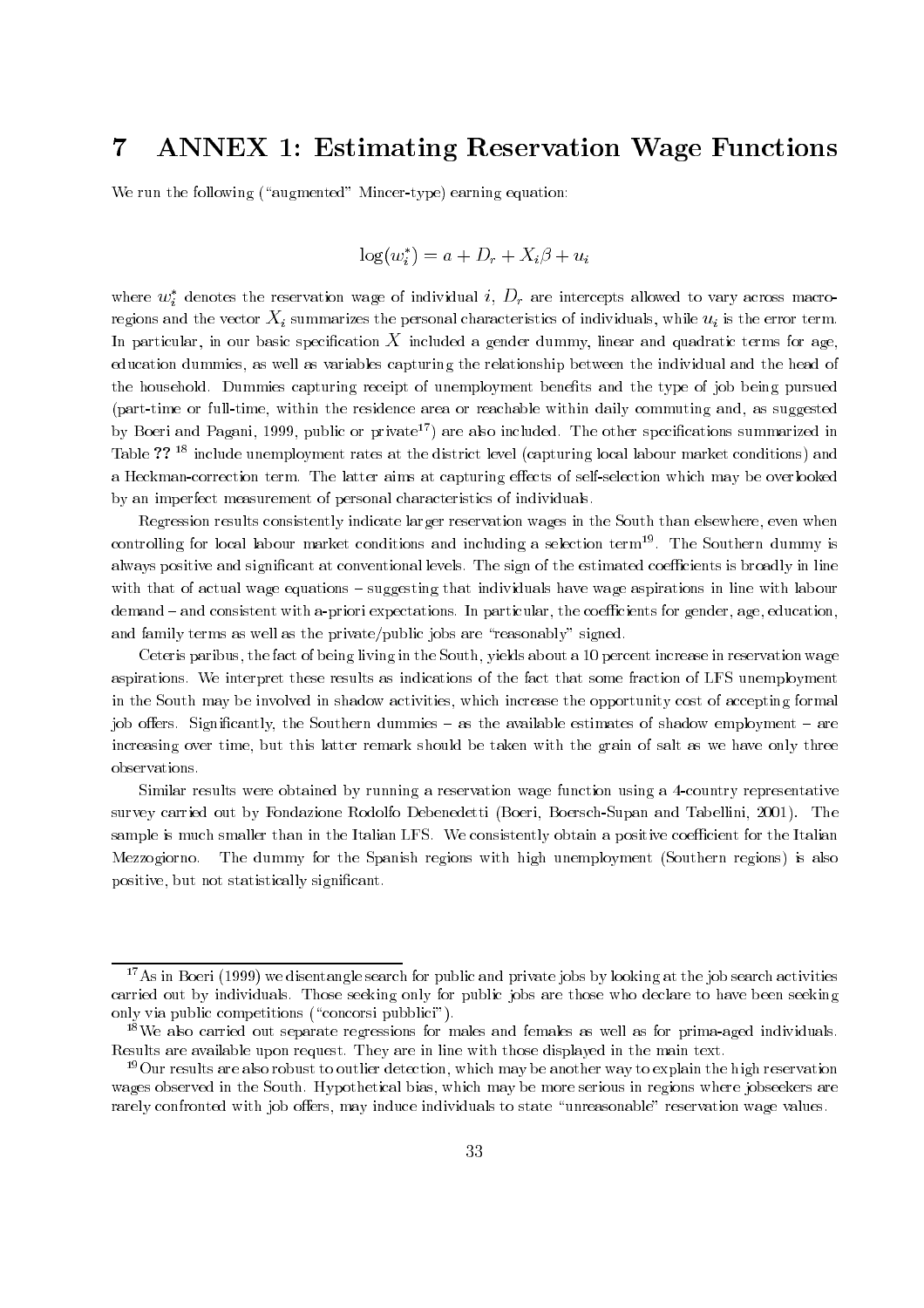# 7 ANNEX 1: Estimating Reservation Wage Functions

We run the following ("augmented" Mincer-type) earning equation:

$$\log(w_i^*) = a + D_r + X_i\beta + u_i$$

where $w_i^*$ denotes the reservation wage of individual $i$, $D_r$ are intercepts allowed to vary across macro-regions and the vector $X_i$ summarizes the personal characteristics of individuals, while $u_i$ is the error term. In particular, in our basic specification $X$ included a gender dummy, linear and quadratic terms for age, education dummies, as well as variables capturing the relationship between the individual and the head of the household. Dummies capturing receipt of unemployment benefits and the type of job being pursued (part-time or full-time, within the residence area or reachable within daily commuting and, as suggested by Boeri and Pagani, 1999, public or private[17]) are also included. The other specifications summarized in Table ?? [18] include unemployment rates at the district level (capturing local labour market conditions) and a Heckman-correction term. The latter aims at capturing effects of self-selection which may be overlooked by an imperfect measurement of personal characteristics of individuals.

Regression results consistently indicate larger reservation wages in the South than elsewhere, even when controlling for local labour market conditions and including a selection term[19]. The Southern dummy is always positive and significant at conventional levels. The sign of the estimated coefficients is broadly in line with that of actual wage equations – suggesting that individuals have wage aspirations in line with labour demand – and consistent with a-priori expectations. In particular, the coefficients for gender, age, education, and family terms as well as the private/public jobs are "reasonably" signed.

Ceteris paribus, the fact of being living in the South, yields about a 10 percent increase in reservation wage aspirations. We interpret these results as indications of the fact that some fraction of LFS unemployment in the South may be involved in shadow activities, which increase the opportunity cost of accepting formal job offers. Significantly, the Southern dummies – as the available estimates of shadow employment – are increasing over time, but this latter remark should be taken with the grain of salt as we have only three observations.

Similar results were obtained by running a reservation wage function using a 4-country representative survey carried out by Fondazione Rodolfo Debenedetti (Boeri, Boersch-Supan and Tabellini, 2001). The sample is much smaller than in the Italian LFS. We consistently obtain a positive coefficient for the Italian Mezzogiorno. The dummy for the Spanish regions with high unemployment (Southern regions) is also positive, but not statistically significant.

---

[17] As in Boeri (1999) we disentangle search for public and private jobs by looking at the job search activities carried out by individuals. Those seeking only for public jobs are those who declare to have been seeking only via public competitions ("concorsi pubblici").

[18] We also carried out separate regressions for males and females as well as for prima-aged individuals. Results are available upon request. They are in line with those displayed in the main text.

[19] Our results are also robust to outlier detection, which may be another way to explain the high reservation wages observed in the South. Hypothetical bias, which may be more serious in regions where jobseekers are rarely confronted with job offers, may induce individuals to state "unreasonable" reservation wage values.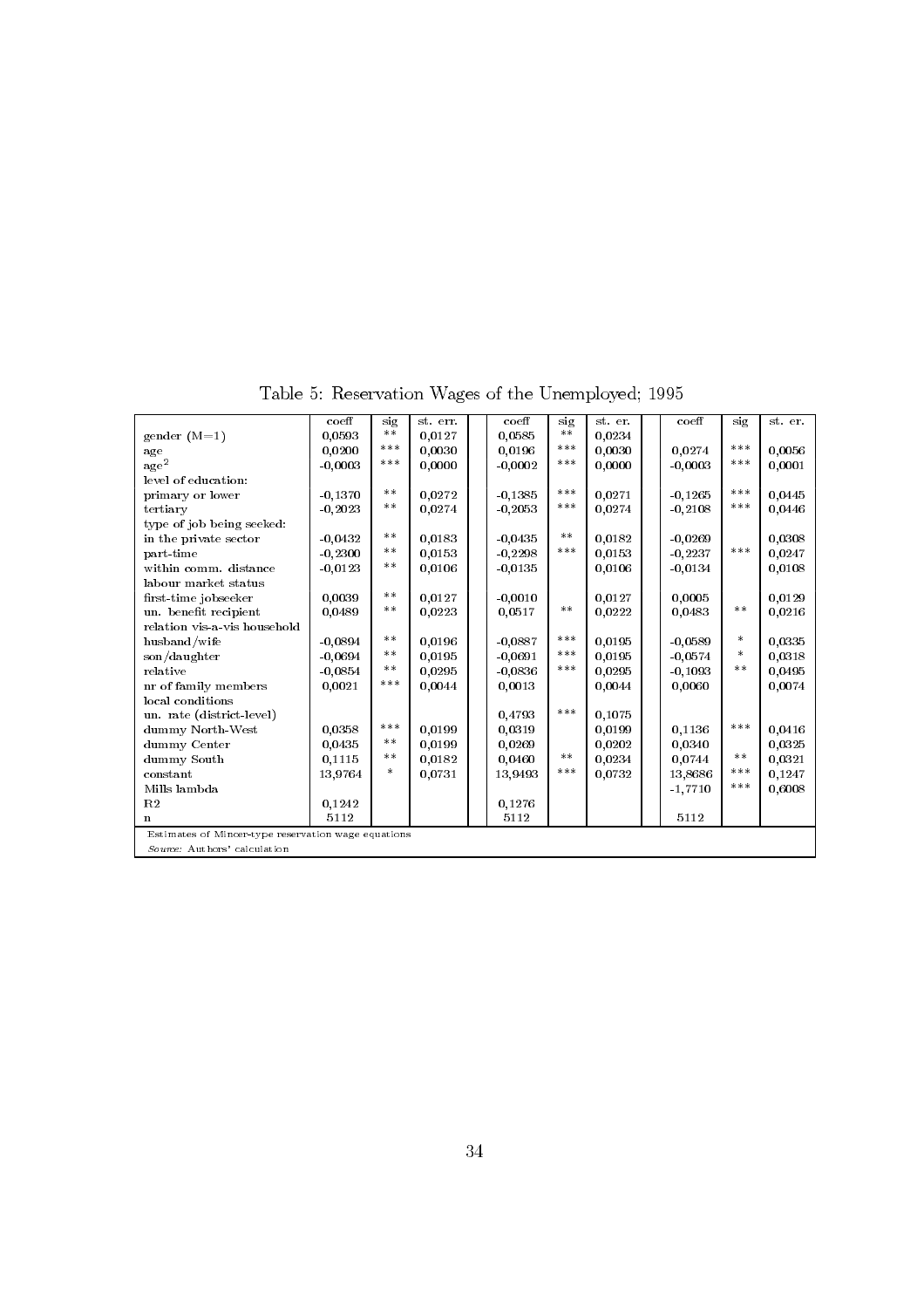Table 5: Reservation Wages of the Unemployed; 1995

| | coeff | sig | st. err. | coeff | sig | st. er. | coeff | sig | st. er. |
|---|---|---|---|---|---|---|---|---|---|
| gender (M=1) | 0,0593 | ** | 0,0127 | 0,0585 | ** | 0,0234 | | | |
| age | 0,0200 | *** | 0,0030 | 0,0196 | *** | 0,0030 | 0,0274 | *** | 0,0056 |
| age$^2$ | -0,0003 | *** | 0,0000 | -0,0002 | *** | 0,0000 | -0,0003 | *** | 0,0001 |
| level of education: | | | | | | | | | |
| primary or lower | -0,1370 | ** | 0,0272 | -0,1385 | *** | 0,0271 | -0,1265 | *** | 0,0445 |
| tertiary | -0,2023 | ** | 0,0274 | -0,2053 | *** | 0,0274 | -0,2108 | *** | 0,0446 |
| type of job being seeked: | | | | | | | | | |
| in the private sector | -0,0432 | ** | 0,0183 | -0,0435 | ** | 0,0182 | -0,0269 | | 0,0308 |
| part-time | -0,2300 | ** | 0,0153 | -0,2298 | *** | 0,0153 | -0,2237 | *** | 0,0247 |
| within comm. distance | -0,0123 | ** | 0,0106 | -0,0135 | | 0,0106 | -0,0134 | | 0,0108 |
| labour market status | | | | | | | | | |
| first-time jobseeker | 0,0039 | ** | 0,0127 | -0,0010 | | 0,0127 | 0,0005 | | 0,0129 |
| un. benefit recipient | 0,0489 | ** | 0,0223 | 0,0517 | ** | 0,0222 | 0,0483 | ** | 0,0216 |
| relation vis-a-vis household | | | | | | | | | |
| husband/wife | -0,0894 | ** | 0,0196 | -0,0887 | *** | 0,0195 | -0,0589 | * | 0,0335 |
| son/daughter | -0,0694 | ** | 0,0195 | -0,0691 | *** | 0,0195 | -0,0574 | * | 0,0318 |
| relative | -0,0854 | ** | 0,0295 | -0,0836 | *** | 0,0295 | -0,1093 | ** | 0,0495 |
| nr of family members | 0,0021 | *** | 0,0044 | 0,0013 | | 0,0044 | 0,0060 | | 0,0074 |
| local conditions | | | | | | | | | |
| un. rate (district-level) | | | | 0,4793 | *** | 0,1075 | | | |
| dummy North-West | 0,0358 | *** | 0,0199 | 0,0319 | | 0,0199 | 0,1136 | *** | 0,0416 |
| dummy Center | 0,0435 | ** | 0,0199 | 0,0269 | | 0,0202 | 0,0340 | | 0,0325 |
| dummy South | 0,1115 | ** | 0,0182 | 0,0460 | ** | 0,0234 | 0,0744 | ** | 0,0321 |
| constant | 13,9764 | * | 0,0731 | 13,9493 | *** | 0,0732 | 13,8686 | *** | 0,1247 |
| Mills lambda | | | | | | | -1,7710 | *** | 0,6008 |
| R2 | 0,1242 | | | 0,1276 | | | | | |
| n | 5112 | | | 5112 | | | 5112 | | |

Estimates of Mincer-type reservation wage equations

*Source:* Authors' calculation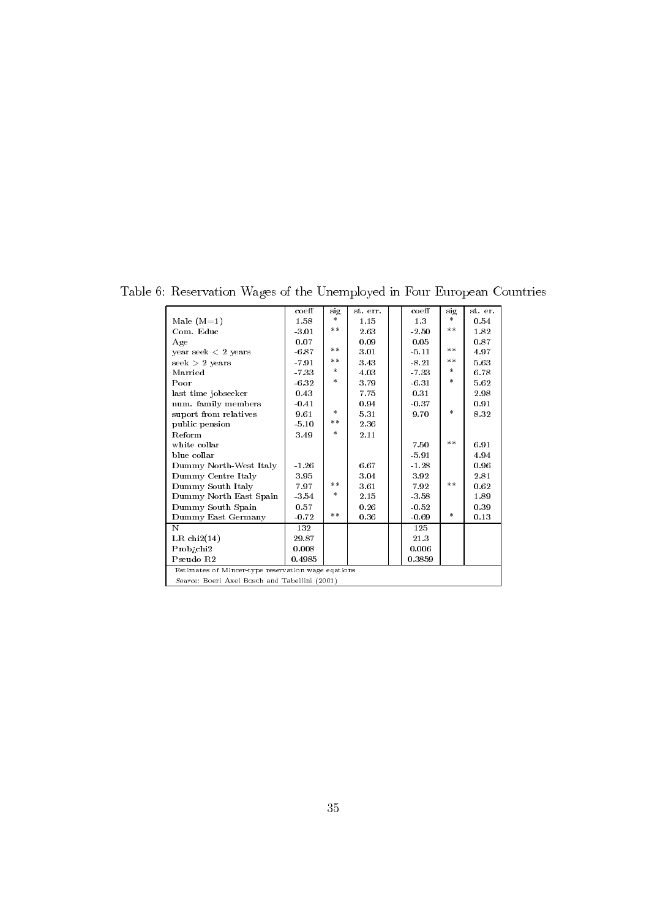Table 6: Reservation Wages of the Unemployed in Four European Countries

| | coeff | sig | st. err. | | coeff | sig | st. er. |
|---|---|---|---|---|---|---|---|
| Male (M=1) | 1.58 | * | 1.15 | | 1.3 | * | 0.54 |
| Com. Educ | -3.01 | ** | 2.63 | | -2.50 | ** | 1.82 |
| Age | 0.07 | | 0.09 | | 0.05 | | 0.87 |
| year seek < 2 years | -6.87 | ** | 3.01 | | -5.11 | ** | 4.97 |
| seek > 2 years | -7.91 | ** | 3.43 | | -8.21 | ** | 5.63 |
| Married | -7.33 | * | 4.03 | | -7.33 | * | 6.78 |
| Poor | -6.32 | * | 3.79 | | -6.31 | * | 5.62 |
| last time jobseeker | 0.43 | | 7.75 | | 0.31 | | 2.98 |
| num. family members | -0.41 | | 0.94 | | -0.37 | | 0.91 |
| suport from relatives | 9.61 | * | 5.31 | | 9.70 | * | 8.32 |
| public pension | -5.10 | ** | 2.36 | | | | |
| Reform | 3.49 | * | 2.11 | | | | |
| white collar | | | | | 7.50 | ** | 6.91 |
| blue collar | | | | | -5.91 | | 4.94 |
| Dummy North-West Italy | -1.26 | | 6.67 | | -1.28 | | 0.96 |
| Dummy Centre Italy | 3.95 | | 3.04 | | 3.92 | | 2.81 |
| Dummy South Italy | 7.97 | ** | 3.61 | | 7.92 | ** | 0.62 |
| Dummy North East Spain | -3.54 | * | 2.15 | | -3.58 | | 1.89 |
| Dummy South Spain | 0.57 | | 0.26 | | -0.52 | | 0.39 |
| Dummy East Germany | -0.72 | ** | 0.36 | | -0.69 | * | 0.13 |
| N | 132 | | | | 125 | | |
| LR chi2(14) | 29.87 | | | | 21.3 | | |
| Prob¿chi2 | 0.008 | | | | 0.006 | | |
| Pseudo R2 | 0.4985 | | | | 0.3859 | | |

Estimates of Mincer-type reservation wage eqations

*Source:* Boeri Axel Bosch and Tabellini (2001)